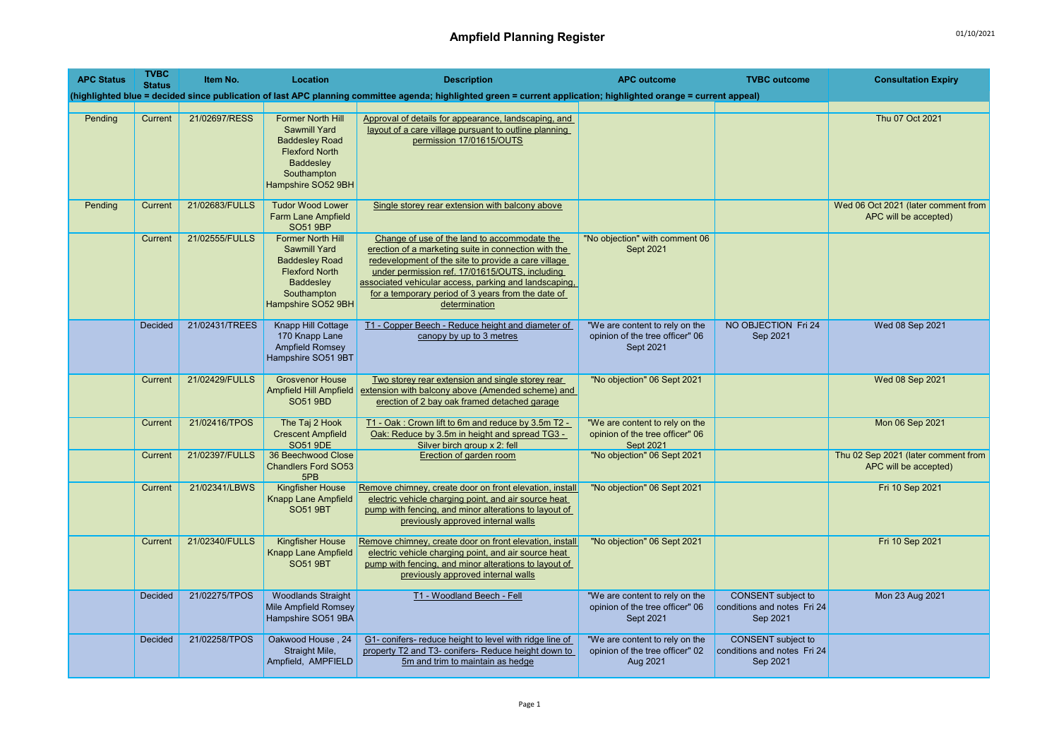# Ampfield Planning Register

01/10/2021

| APC Status | TVBC Status | Item No. | Location | Description | APC outcome | TVBC outcome | Consultation Expiry |
|---|---|---|---|---|---|---|---|
| (highlighted blue = decided since publication of last APC planning committee agenda; highlighted green = current application; highlighted orange = current appeal) | | | | | | | |
| | | | | | | | |
| Pending | Current | 21/02697/RESS | Former North Hill Sawmill Yard Baddesley Road Flexford North Baddesley Southampton Hampshire SO52 9BH | Approval of details for appearance, landscaping, and layout of a care village pursuant to outline planning permission 17/01615/OUTS | | | Thu 07 Oct 2021 |
| Pending | Current | 21/02683/FULLS | Tudor Wood Lower Farm Lane Ampfield SO51 9BP | Single storey rear extension with balcony above | | | Wed 06 Oct 2021 (later comment from APC will be accepted) |
| | Current | 21/02555/FULLS | Former North Hill Sawmill Yard Baddesley Road Flexford North Baddesley Southampton Hampshire SO52 9BH | Change of use of the land to accommodate the erection of a marketing suite in connection with the redevelopment of the site to provide a care village under permission ref. 17/01615/OUTS, including associated vehicular access, parking and landscaping, for a temporary period of 3 years from the date of determination | "No objection" with comment 06 Sept 2021 | | |
| | Decided | 21/02431/TREES | Knapp Hill Cottage 170 Knapp Lane Ampfield Romsey Hampshire SO51 9BT | T1 - Copper Beech - Reduce height and diameter of canopy by up to 3 metres | "We are content to rely on the opinion of the tree officer" 06 Sept 2021 | NO OBJECTION Fri 24 Sep 2021 | Wed 08 Sep 2021 |
| | Current | 21/02429/FULLS | Grosvenor House Ampfield Hill Ampfield SO51 9BD | Two storey rear extension and single storey rear extension with balcony above (Amended scheme) and erection of 2 bay oak framed detached garage | "No objection" 06 Sept 2021 | | Wed 08 Sep 2021 |
| | Current | 21/02416/TPOS | The Taj 2 Hook Crescent Ampfield SO51 9DE | T1 - Oak : Crown lift to 6m and reduce by 3.5m T2 - Oak: Reduce by 3.5m in height and spread TG3 - Silver birch group x 2: fell | "We are content to rely on the opinion of the tree officer" 06 Sept 2021 | | Mon 06 Sep 2021 |
| | Current | 21/02397/FULLS | 36 Beechwood Close Chandlers Ford SO53 5PB | Erection of garden room | "No objection" 06 Sept 2021 | | Thu 02 Sep 2021 (later comment from APC will be accepted) |
| | Current | 21/02341/LBWS | Kingfisher House Knapp Lane Ampfield SO51 9BT | Remove chimney, create door on front elevation, install electric vehicle charging point, and air source heat pump with fencing, and minor alterations to layout of previously approved internal walls | "No objection" 06 Sept 2021 | | Fri 10 Sep 2021 |
| | Current | 21/02340/FULLS | Kingfisher House Knapp Lane Ampfield SO51 9BT | Remove chimney, create door on front elevation, install electric vehicle charging point, and air source heat pump with fencing, and minor alterations to layout of previously approved internal walls | "No objection" 06 Sept 2021 | | Fri 10 Sep 2021 |
| | Decided | 21/02275/TPOS | Woodlands Straight Mile Ampfield Romsey Hampshire SO51 9BA | T1 - Woodland Beech - Fell | "We are content to rely on the opinion of the tree officer" 06 Sept 2021 | CONSENT subject to conditions and notes Fri 24 Sep 2021 | Mon 23 Aug 2021 |
| | Decided | 21/02258/TPOS | Oakwood House , 24 Straight Mile, Ampfield, AMPFIELD | G1- conifers- reduce height to level with ridge line of property T2 and T3- conifers- Reduce height down to 5m and trim to maintain as hedge | "We are content to rely on the opinion of the tree officer" 02 Aug 2021 | CONSENT subject to conditions and notes Fri 24 Sep 2021 | |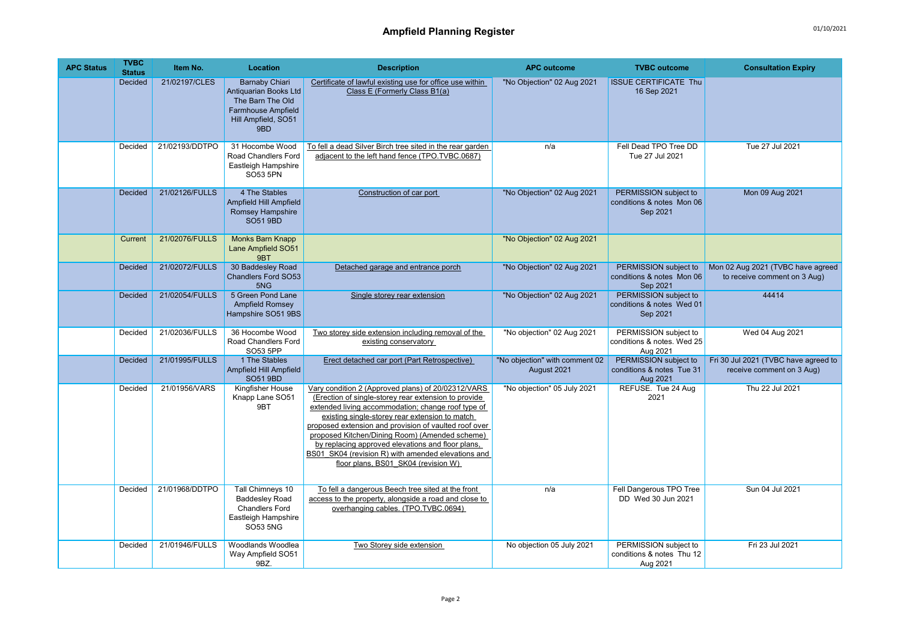# Ampfield Planning Register

| APC Status | TVBC Status | Item No. | Location | Description | APC outcome | TVBC outcome | Consultation Expiry |
|---|---|---|---|---|---|---|---|
| | Decided | 21/02197/CLES | Barnaby Chiari Antiquarian Books Ltd The Barn The Old Farmhouse Ampfield Hill Ampfield, SO51 9BD | Certificate of lawful existing use for office use within Class E (Formerly Class B1(a) | "No Objection" 02 Aug 2021 | ISSUE CERTIFICATE Thu 16 Sep 2021 | |
| | Decided | 21/02193/DDTPO | 31 Hocombe Wood Road Chandlers Ford Eastleigh Hampshire SO53 5PN | To fell a dead Silver Birch tree sited in the rear garden adjacent to the left hand fence (TPO.TVBC.0687) | n/a | Fell Dead TPO Tree DD Tue 27 Jul 2021 | Tue 27 Jul 2021 |
| | Decided | 21/02126/FULLS | 4 The Stables Ampfield Hill Ampfield Romsey Hampshire SO51 9BD | Construction of car port | "No Objection" 02 Aug 2021 | PERMISSION subject to conditions & notes Mon 06 Sep 2021 | Mon 09 Aug 2021 |
| | Current | 21/02076/FULLS | Monks Barn Knapp Lane Ampfield SO51 9BT | | "No Objection" 02 Aug 2021 | | |
| | Decided | 21/02072/FULLS | 30 Baddesley Road Chandlers Ford SO53 5NG | Detached garage and entrance porch | "No Objection" 02 Aug 2021 | PERMISSION subject to conditions & notes Mon 06 Sep 2021 | Mon 02 Aug 2021 (TVBC have agreed to receive comment on 3 Aug) |
| | Decided | 21/02054/FULLS | 5 Green Pond Lane Ampfield Romsey Hampshire SO51 9BS | Single storey rear extension | "No Objection" 02 Aug 2021 | PERMISSION subject to conditions & notes Wed 01 Sep 2021 | 44414 |
| | Decided | 21/02036/FULLS | 36 Hocombe Wood Road Chandlers Ford SO53 5PP | Two storey side extension including removal of the existing conservatory | "No objection" 02 Aug 2021 | PERMISSION subject to conditions & notes. Wed 25 Aug 2021 | Wed 04 Aug 2021 |
| | Decided | 21/01995/FULLS | 1 The Stables Ampfield Hill Ampfield SO51 9BD | Erect detached car port (Part Retrospective) | "No objection" with comment 02 August 2021 | PERMISSION subject to conditions & notes Tue 31 Aug 2021 | Fri 30 Jul 2021 (TVBC have agreed to receive comment on 3 Aug) |
| | Decided | 21/01956/VARS | Kingfisher House Knapp Lane SO51 9BT | Vary condition 2 (Approved plans) of 20/02312/VARS (Erection of single-storey rear extension to provide extended living accommodation; change roof type of existing single-storey rear extension to match proposed extension and provision of vaulted roof over proposed Kitchen/Dining Room) (Amended scheme) by replacing approved elevations and floor plans, BS01_SK04 (revision R) with amended elevations and floor plans, BS01_SK04 (revision W) | "No objection" 05 July 2021 | REFUSE. Tue 24 Aug 2021 | Thu 22 Jul 2021 |
| | Decided | 21/01968/DDTPO | Tall Chimneys 10 Baddesley Road Chandlers Ford Eastleigh Hampshire SO53 5NG | To fell a dangerous Beech tree sited at the front access to the property, alongside a road and close to overhanging cables. (TPO.TVBC.0694) | n/a | Fell Dangerous TPO Tree DD Wed 30 Jun 2021 | Sun 04 Jul 2021 |
| | Decided | 21/01946/FULLS | Woodlands Woodlea Way Ampfield SO51 9BZ. | Two Storey side extension | No objection 05 July 2021 | PERMISSION subject to conditions & notes Thu 12 Aug 2021 | Fri 23 Jul 2021 |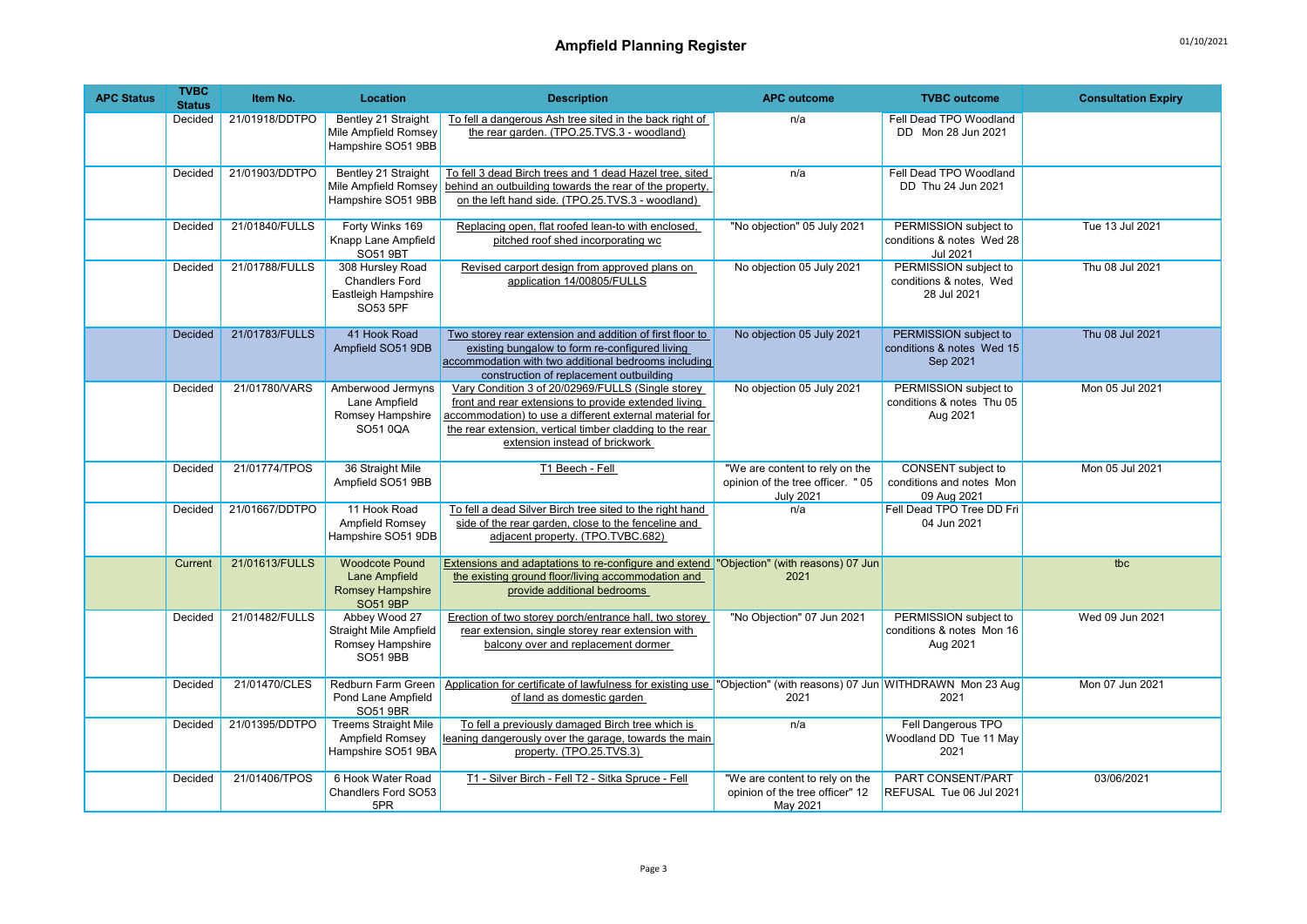# Ampfield Planning Register

01/10/2021

| APC Status | TVBC Status | Item No. | Location | Description | APC outcome | TVBC outcome | Consultation Expiry |
|---|---|---|---|---|---|---|---|
| | Decided | 21/01918/DDTPO | Bentley 21 Straight Mile Ampfield Romsey Hampshire SO51 9BB | To fell a dangerous Ash tree sited in the back right of the rear garden. (TPO.25.TVS.3 - woodland) | n/a | Fell Dead TPO Woodland DD Mon 28 Jun 2021 | |
| | Decided | 21/01903/DDTPO | Bentley 21 Straight Mile Ampfield Romsey Hampshire SO51 9BB | To fell 3 dead Birch trees and 1 dead Hazel tree, sited behind an outbuilding towards the rear of the property, on the left hand side. (TPO.25.TVS.3 - woodland) | n/a | Fell Dead TPO Woodland DD Thu 24 Jun 2021 | |
| | Decided | 21/01840/FULLS | Forty Winks 169 Knapp Lane Ampfield SO51 9BT | Replacing open, flat roofed lean-to with enclosed, pitched roof shed incorporating wc | "No objection" 05 July 2021 | PERMISSION subject to conditions & notes Wed 28 Jul 2021 | Tue 13 Jul 2021 |
| | Decided | 21/01788/FULLS | 308 Hursley Road Chandlers Ford Eastleigh Hampshire SO53 5PF | Revised carport design from approved plans on application 14/00805/FULLS | No objection 05 July 2021 | PERMISSION subject to conditions & notes, Wed 28 Jul 2021 | Thu 08 Jul 2021 |
| | Decided | 21/01783/FULLS | 41 Hook Road Ampfield SO51 9DB | Two storey rear extension and addition of first floor to existing bungalow to form re-configured living accommodation with two additional bedrooms including construction of replacement outbuilding | No objection 05 July 2021 | PERMISSION subject to conditions & notes Wed 15 Sep 2021 | Thu 08 Jul 2021 |
| | Decided | 21/01780/VARS | Amberwood Jermyns Lane Ampfield Romsey Hampshire SO51 0QA | Vary Condition 3 of 20/02969/FULLS (Single storey front and rear extensions to provide extended living accommodation) to use a different external material for the rear extension, vertical timber cladding to the rear extension instead of brickwork | No objection 05 July 2021 | PERMISSION subject to conditions & notes Thu 05 Aug 2021 | Mon 05 Jul 2021 |
| | Decided | 21/01774/TPOS | 36 Straight Mile Ampfield SO51 9BB | T1 Beech - Fell | "We are content to rely on the opinion of the tree officer. " 05 July 2021 | CONSENT subject to conditions and notes Mon 09 Aug 2021 | Mon 05 Jul 2021 |
| | Decided | 21/01667/DDTPO | 11 Hook Road Ampfield Romsey Hampshire SO51 9DB | To fell a dead Silver Birch tree sited to the right hand side of the rear garden, close to the fenceline and adjacent property. (TPO.TVBC.682) | n/a | Fell Dead TPO Tree DD Fri 04 Jun 2021 | |
| | Current | 21/01613/FULLS | Woodcote Pound Lane Ampfield Romsey Hampshire SO51 9BP | Extensions and adaptations to re-configure and extend the existing ground floor/living accommodation and provide additional bedrooms | "Objection" (with reasons) 07 Jun 2021 | | tbc |
| | Decided | 21/01482/FULLS | Abbey Wood 27 Straight Mile Ampfield Romsey Hampshire SO51 9BB | Erection of two storey porch/entrance hall, two storey rear extension, single storey rear extension with balcony over and replacement dormer | "No Objection" 07 Jun 2021 | PERMISSION subject to conditions & notes Mon 16 Aug 2021 | Wed 09 Jun 2021 |
| | Decided | 21/01470/CLES | Redburn Farm Green Pond Lane Ampfield SO51 9BR | Application for certificate of lawfulness for existing use of land as domestic garden | "Objection" (with reasons) 07 Jun 2021 | WITHDRAWN Mon 23 Aug 2021 | Mon 07 Jun 2021 |
| | Decided | 21/01395/DDTPO | Treems Straight Mile Ampfield Romsey Hampshire SO51 9BA | To fell a previously damaged Birch tree which is leaning dangerously over the garage, towards the main property. (TPO.25.TVS.3) | n/a | Fell Dangerous TPO Woodland DD Tue 11 May 2021 | |
| | Decided | 21/01406/TPOS | 6 Hook Water Road Chandlers Ford SO53 5PR | T1 - Silver Birch - Fell T2 - Sitka Spruce - Fell | "We are content to rely on the opinion of the tree officer" 12 May 2021 | PART CONSENT/PART REFUSAL Tue 06 Jul 2021 | 03/06/2021 |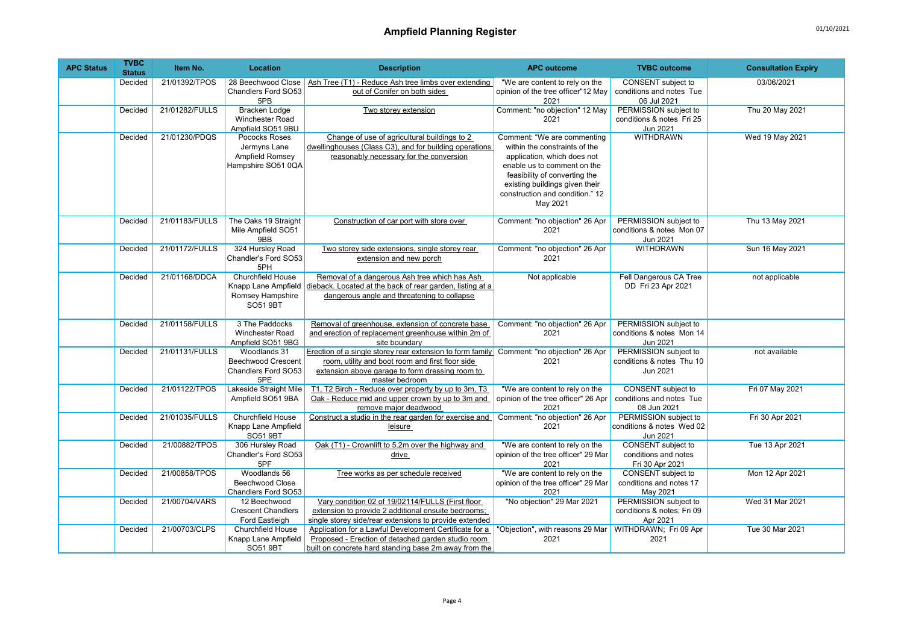# Ampfield Planning Register

01/10/2021

| APC Status | TVBC Status | Item No. | Location | Description | APC outcome | TVBC outcome | Consultation Expiry |
|---|---|---|---|---|---|---|---|
| | Decided | 21/01392/TPOS | 28 Beechwood Close Chandlers Ford SO53 5PB | Ash Tree (T1) - Reduce Ash tree limbs over extending out of Conifer on both sides | "We are content to rely on the opinion of the tree officer"12 May 2021 | CONSENT subject to conditions and notes Tue 06 Jul 2021 | 03/06/2021 |
| | Decided | 21/01282/FULLS | Bracken Lodge Winchester Road Ampfield SO51 9BU | Two storey extension | Comment: "no objection" 12 May 2021 | PERMISSION subject to conditions & notes Fri 25 Jun 2021 | Thu 20 May 2021 |
| | Decided | 21/01230/PDQS | Pococks Roses Jermyns Lane Ampfield Romsey Hampshire SO51 0QA | Change of use of agricultural buildings to 2 dwellinghouses (Class C3), and for building operations reasonably necessary for the conversion | Comment: "We are commenting within the constraints of the application, which does not enable us to comment on the feasibility of converting the existing buildings given their construction and condition." 12 May 2021 | WITHDRAWN | Wed 19 May 2021 |
| | Decided | 21/01183/FULLS | The Oaks 19 Straight Mile Ampfield SO51 9BB | Construction of car port with store over | Comment: "no objection" 26 Apr 2021 | PERMISSION subject to conditions & notes Mon 07 Jun 2021 | Thu 13 May 2021 |
| | Decided | 21/01172/FULLS | 324 Hursley Road Chandler's Ford SO53 5PH | Two storey side extensions, single storey rear extension and new porch | Comment: "no objection" 26 Apr 2021 | WITHDRAWN | Sun 16 May 2021 |
| | Decided | 21/01168/DDCA | Churchfield House Knapp Lane Ampfield Romsey Hampshire SO51 9BT | Removal of a dangerous Ash tree which has Ash dieback. Located at the back of rear garden, listing at a dangerous angle and threatening to collapse | Not applicable | Fell Dangerous CA Tree DD Fri 23 Apr 2021 | not applicable |
| | Decided | 21/01158/FULLS | 3 The Paddocks Winchester Road Ampfield SO51 9BG | Removal of greenhouse, extension of concrete base and erection of replacement greenhouse within 2m of site boundary | Comment: "no objection" 26 Apr 2021 | PERMISSION subject to conditions & notes Mon 14 Jun 2021 | |
| | Decided | 21/01131/FULLS | Woodlands 31 Beechwood Crescent Chandlers Ford SO53 5PE | Erection of a single storey rear extension to form family room, utility and boot room and first floor side extension above garage to form dressing room to master bedroom | Comment: "no objection" 26 Apr 2021 | PERMISSION subject to conditions & notes Thu 10 Jun 2021 | not available |
| | Decided | 21/01122/TPOS | Lakeside Straight Mile Ampfield SO51 9BA | T1, T2 Birch - Reduce over property by up to 3m, T3 Oak - Reduce mid and upper crown by up to 3m and remove major deadwood | "We are content to rely on the opinion of the tree officer" 26 Apr 2021 | CONSENT subject to conditions and notes Tue 08 Jun 2021 | Fri 07 May 2021 |
| | Decided | 21/01035/FULLS | Churchfield House Knapp Lane Ampfield SO51 9BT | Construct a studio in the rear garden for exercise and leisure | Comment: "no objection" 26 Apr 2021 | PERMISSION subject to conditions & notes Wed 02 Jun 2021 | Fri 30 Apr 2021 |
| | Decided | 21/00882/TPOS | 306 Hursley Road Chandler's Ford SO53 5PF | Oak (T1) - Crownlift to 5.2m over the highway and drive | "We are content to rely on the opinion of the tree officer" 29 Mar 2021 | CONSENT subject to conditions and notes Fri 30 Apr 2021 | Tue 13 Apr 2021 |
| | Decided | 21/00858/TPOS | Woodlands 56 Beechwood Close Chandlers Ford SO53 | Tree works as per schedule received | "We are content to rely on the opinion of the tree officer" 29 Mar 2021 | CONSENT subject to conditions and notes 17 May 2021 | Mon 12 Apr 2021 |
| | Decided | 21/00704/VARS | 12 Beechwood Crescent Chandlers Ford Eastleigh | Vary condition 02 of 19/02114/FULLS (First floor extension to provide 2 additional ensuite bedrooms; single storey side/rear extensions to provide extended | "No objection" 29 Mar 2021 | PERMISSION subject to conditions & notes; Fri 09 Apr 2021 | Wed 31 Mar 2021 |
| | Decided | 21/00703/CLPS | Churchfield House Knapp Lane Ampfield SO51 9BT | Application for a Lawful Development Certificate for a Proposed - Erection of detached garden studio room built on concrete hard standing base 2m away from the | "Objection", with reasons 29 Mar 2021 | WITHDRAWN; Fri 09 Apr 2021 | Tue 30 Mar 2021 |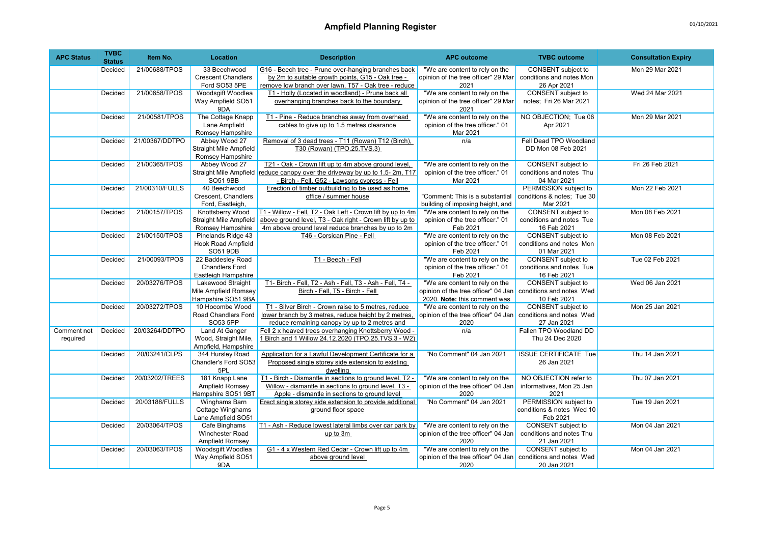# Ampfield Planning Register

| APC Status | TVBC Status | Item No. | Location | Description | APC outcome | TVBC outcome | Consultation Expiry |
|---|---|---|---|---|---|---|---|
| | Decided | 21/00688/TPOS | 33 Beechwood Crescent Chandlers Ford SO53 5PE | G16 - Beech tree - Prune over-hanging branches back by 2m to suitable growth points, G15 - Oak tree - remove low branch over lawn, T57 - Oak tree - reduce | "We are content to rely on the opinion of the tree officer" 29 Mar 2021 | CONSENT subject to conditions and notes Mon 26 Apr 2021 | Mon 29 Mar 2021 |
| | Decided | 21/00658/TPOS | Woodsgift Woodlea Way Ampfield SO51 9DA | T1 - Holly (Located in woodland) - Prune back all overhanging branches back to the boundary | "We are content to rely on the opinion of the tree officer" 29 Mar 2021 | CONSENT subject to notes; Fri 26 Mar 2021 | Wed 24 Mar 2021 |
| | Decided | 21/00581/TPOS | The Cottage Knapp Lane Ampfield Romsey Hampshire | T1 - Pine - Reduce branches away from overhead cables to give up to 1.5 metres clearance | "We are content to rely on the opinion of the tree officer." 01 Mar 2021 | NO OBJECTION; Tue 06 Apr 2021 | Mon 29 Mar 2021 |
| | Decided | 21/00367/DDTPO | Abbey Wood 27 Straight Mile Ampfield Romsey Hampshire | Removal of 3 dead trees - T11 (Rowan) T12 (Birch), T30 (Rowan) (TPO.25.TVS.3) | n/a | Fell Dead TPO Woodland DD Mon 08 Feb 2021 | |
| | Decided | 21/00365/TPOS | Abbey Wood 27 Straight Mile Ampfield SO51 9BB | T21 - Oak - Crown lift up to 4m above ground level, reduce canopy over the driveway by up to 1.5- 2m, T17 - Birch - Fell, G52 - Lawsons cypress - Fell | "We are content to rely on the opinion of the tree officer." 01 Mar 2021 | CONSENT subject to conditions and notes Thu 04 Mar 2021 | Fri 26 Feb 2021 |
| | Decided | 21/00310/FULLS | 40 Beechwood Crescent, Chandlers Ford, Eastleigh, | Erection of timber outbuilding to be used as home office / summer house | "Comment: This is a substantial building of imposing height, and | PERMISSION subject to conditions & notes; Tue 30 Mar 2021 | Mon 22 Feb 2021 |
| | Decided | 21/00157/TPOS | Knottsberry Wood Straight Mile Ampfield Romsey Hampshire | T1 - Willow - Fell, T2 - Oak Left - Crown lift by up to 4m above ground level, T3 - Oak right - Crown lift by up to 4m above ground level reduce branches by up to 2m | "We are content to rely on the opinion of the tree officer." 01 Feb 2021 | CONSENT subject to conditions and notes Tue 16 Feb 2021 | Mon 08 Feb 2021 |
| | Decided | 21/00150/TPOS | Pinelands Ridge 43 Hook Road Ampfield SO51 9DB | T46 - Corsican Pine - Fell | "We are content to rely on the opinion of the tree officer." 01 Feb 2021 | CONSENT subject to conditions and notes Mon 01 Mar 2021 | Mon 08 Feb 2021 |
| | Decided | 21/00093/TPOS | 22 Baddesley Road Chandlers Ford Eastleigh Hampshire | T1 - Beech - Fell | "We are content to rely on the opinion of the tree officer." 01 Feb 2021 | CONSENT subject to conditions and notes Tue 16 Feb 2021 | Tue 02 Feb 2021 |
| | Decided | 20/03276/TPOS | Lakewood Straight Mile Ampfield Romsey Hampshire SO51 9BA | T1- Birch - Fell, T2 - Ash - Fell, T3 - Ash - Fell, T4 - Birch - Fell, T5 - Birch - Fell | "We are content to rely on the opinion of the tree officer" 04 Jan 2020. **Note:** this comment was | CONSENT subject to conditions and notes Wed 10 Feb 2021 | Wed 06 Jan 2021 |
| | Decided | 20/03272/TPOS | 10 Hocombe Wood Road Chandlers Ford SO53 5PP | T1 - Silver Birch - Crown raise to 5 metres, reduce lower branch by 3 metres, reduce height by 2 metres, reduce remaining canopy by up to 2 metres and | "We are content to rely on the opinion of the tree officer" 04 Jan 2020 | CONSENT subject to conditions and notes Wed 27 Jan 2021 | Mon 25 Jan 2021 |
| Comment not required | Decided | 20/03264/DDTPO | Land At Ganger Wood, Straight Mile, Ampfield, Hampshire | Fell 2 x heaved trees overhanging Knottsberry Wood - 1 Birch and 1 Willow 24.12.2020 (TPO.25.TVS.3 - W2) | n/a | Fallen TPO Woodland DD Thu 24 Dec 2020 | |
| | Decided | 20/03241/CLPS | 344 Hursley Road Chandler's Ford SO53 5PL | Application for a Lawful Development Certificate for a Proposed single storey side extension to existing dwelling | "No Comment" 04 Jan 2021 | ISSUE CERTIFICATE Tue 26 Jan 2021 | Thu 14 Jan 2021 |
| | Decided | 20/03202/TREES | 181 Knapp Lane Ampfield Romsey Hampshire SO51 9BT | T1 - Birch - Dismantle in sections to ground level, T2 - Willow - dismantle in sections to ground level, T3 - Apple - dismantle in sections to ground level | "We are content to rely on the opinion of the tree officer" 04 Jan 2020 | NO OBJECTION refer to informatives, Mon 25 Jan 2021 | Thu 07 Jan 2021 |
| | Decided | 20/03188/FULLS | Winghams Barn Cottage Winghams Lane Ampfield SO51 | Erect single storey side extension to provide additional ground floor space | "No Comment" 04 Jan 2021 | PERMISSION subject to conditions & notes Wed 10 Feb 2021 | Tue 19 Jan 2021 |
| | Decided | 20/03064/TPOS | Cafe Binghams Winchester Road Ampfield Romsey | T1 - Ash - Reduce lowest lateral limbs over car park by up to 3m | "We are content to rely on the opinion of the tree officer" 04 Jan 2020 | CONSENT subject to conditions and notes Thu 21 Jan 2021 | Mon 04 Jan 2021 |
| | Decided | 20/03063/TPOS | Woodsgift Woodlea Way Ampfield SO51 9DA | G1 - 4 x Western Red Cedar - Crown lift up to 4m above ground level | "We are content to rely on the opinion of the tree officer" 04 Jan 2020 | CONSENT subject to conditions and notes Wed 20 Jan 2021 | Mon 04 Jan 2021 |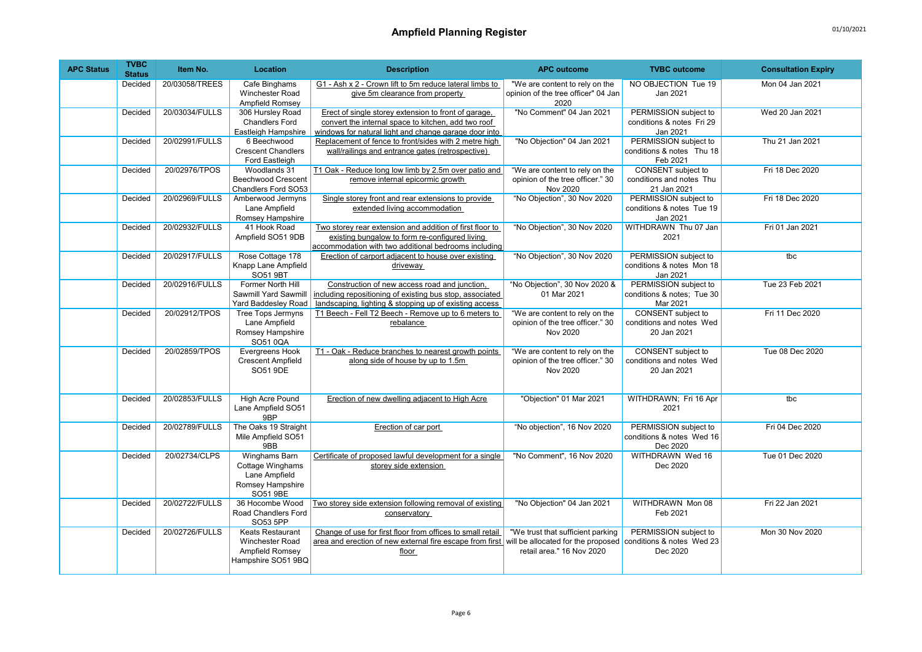# Ampfield Planning Register

| APC Status | TVBC Status | Item No. | Location | Description | APC outcome | TVBC outcome | Consultation Expiry |
|---|---|---|---|---|---|---|---|
| | Decided | 20/03058/TREES | Cafe Binghams Winchester Road Ampfield Romsey | G1 - Ash x 2 - Crown lift to 5m reduce lateral limbs to give 5m clearance from property | "We are content to rely on the opinion of the tree officer" 04 Jan 2020 | NO OBJECTION Tue 19 Jan 2021 | Mon 04 Jan 2021 |
| | Decided | 20/03034/FULLS | 306 Hursley Road Chandlers Ford Eastleigh Hampshire | Erect of single storey extension to front of garage, convert the internal space to kitchen, add two roof windows for natural light and change garage door into | "No Comment" 04 Jan 2021 | PERMISSION subject to conditions & notes Fri 29 Jan 2021 | Wed 20 Jan 2021 |
| | Decided | 20/02991/FULLS | 6 Beechwood Crescent Chandlers Ford Eastleigh | Replacement of fence to front/sides with 2 metre high wall/railings and entrance gates (retrospective) | "No Objection" 04 Jan 2021 | PERMISSION subject to conditions & notes Thu 18 Feb 2021 | Thu 21 Jan 2021 |
| | Decided | 20/02976/TPOS | Woodlands 31 Beechwood Crescent Chandlers Ford SO53 | T1 Oak - Reduce long low limb by 2.5m over patio and remove internal epicormic growth | "We are content to rely on the opinion of the tree officer." 30 Nov 2020 | CONSENT subject to conditions and notes Thu 21 Jan 2021 | Fri 18 Dec 2020 |
| | Decided | 20/02969/FULLS | Amberwood Jermyns Lane Ampfield Romsey Hampshire | Single storey front and rear extensions to provide extended living accommodation | "No Objection", 30 Nov 2020 | PERMISSION subject to conditions & notes Tue 19 Jan 2021 | Fri 18 Dec 2020 |
| | Decided | 20/02932/FULLS | 41 Hook Road Ampfield SO51 9DB | Two storey rear extension and addition of first floor to existing bungalow to form re-configured living accommodation with two additional bedrooms including | "No Objection", 30 Nov 2020 | WITHDRAWN Thu 07 Jan 2021 | Fri 01 Jan 2021 |
| | Decided | 20/02917/FULLS | Rose Cottage 178 Knapp Lane Ampfield SO51 9BT | Erection of carport adjacent to house over existing driveway | "No Objection", 30 Nov 2020 | PERMISSION subject to conditions & notes Mon 18 Jan 2021 | tbc |
| | Decided | 20/02916/FULLS | Former North Hill Sawmill Yard Sawmill Yard Baddesley Road | Construction of new access road and junction, including repositioning of existing bus stop, associated landscaping, lighting & stopping up of existing access | "No Objection", 30 Nov 2020 & 01 Mar 2021 | PERMISSION subject to conditions & notes; Tue 30 Mar 2021 | Tue 23 Feb 2021 |
| | Decided | 20/02912/TPOS | Tree Tops Jermyns Lane Ampfield Romsey Hampshire SO51 0QA | T1 Beech - Fell T2 Beech - Remove up to 6 meters to rebalance | "We are content to rely on the opinion of the tree officer." 30 Nov 2020 | CONSENT subject to conditions and notes Wed 20 Jan 2021 | Fri 11 Dec 2020 |
| | Decided | 20/02859/TPOS | Evergreens Hook Crescent Ampfield SO51 9DE | T1 - Oak - Reduce branches to nearest growth points along side of house by up to 1.5m | "We are content to rely on the opinion of the tree officer." 30 Nov 2020 | CONSENT subject to conditions and notes Wed 20 Jan 2021 | Tue 08 Dec 2020 |
| | Decided | 20/02853/FULLS | High Acre Pound Lane Ampfield SO51 9BP | Erection of new dwelling adjacent to High Acre | "Objection" 01 Mar 2021 | WITHDRAWN; Fri 16 Apr 2021 | tbc |
| | Decided | 20/02789/FULLS | The Oaks 19 Straight Mile Ampfield SO51 9BB | Erection of car port | "No objection", 16 Nov 2020 | PERMISSION subject to conditions & notes Wed 16 Dec 2020 | Fri 04 Dec 2020 |
| | Decided | 20/02734/CLPS | Winghams Barn Cottage Winghams Lane Ampfield Romsey Hampshire SO51 9BE | Certificate of proposed lawful development for a single storey side extension | "No Comment", 16 Nov 2020 | WITHDRAWN Wed 16 Dec 2020 | Tue 01 Dec 2020 |
| | Decided | 20/02722/FULLS | 36 Hocombe Wood Road Chandlers Ford SO53 5PP | Two storey side extension following removal of existing conservatory | "No Objection" 04 Jan 2021 | WITHDRAWN Mon 08 Feb 2021 | Fri 22 Jan 2021 |
| | Decided | 20/02726/FULLS | Keats Restaurant Winchester Road Ampfield Romsey Hampshire SO51 9BQ | Change of use for first floor from offices to small retail area and erection of new external fire escape from first floor | "We trust that sufficient parking will be allocated for the proposed retail area." 16 Nov 2020 | PERMISSION subject to conditions & notes Wed 23 Dec 2020 | Mon 30 Nov 2020 |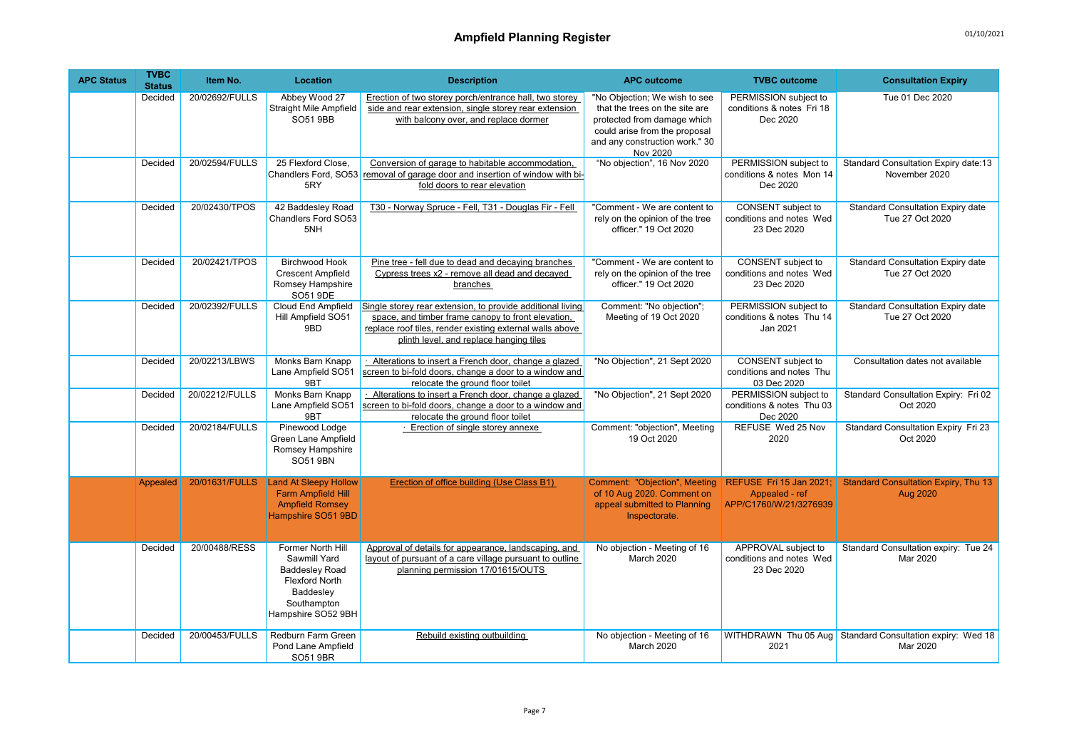# Ampfield Planning Register

01/10/2021

| APC Status | TVBC Status | Item No. | Location | Description | APC outcome | TVBC outcome | Consultation Expiry |
|---|---|---|---|---|---|---|---|
| | Decided | 20/02692/FULLS | Abbey Wood 27 Straight Mile Ampfield SO51 9BB | Erection of two storey porch/entrance hall, two storey side and rear extension, single storey rear extension with balcony over, and replace dormer | "No Objection; We wish to see that the trees on the site are protected from damage which could arise from the proposal and any construction work." 30 Nov 2020 | PERMISSION subject to conditions & notes Fri 18 Dec 2020 | Tue 01 Dec 2020 |
| | Decided | 20/02594/FULLS | 25 Flexford Close, Chandlers Ford, SO53 5RY | Conversion of garage to habitable accommodation, removal of garage door and insertion of window with bi-fold doors to rear elevation | "No objection", 16 Nov 2020 | PERMISSION subject to conditions & notes Mon 14 Dec 2020 | Standard Consultation Expiry date:13 November 2020 |
| | Decided | 20/02430/TPOS | 42 Baddesley Road Chandlers Ford SO53 5NH | T30 - Norway Spruce - Fell, T31 - Douglas Fir - Fell | "Comment - We are content to rely on the opinion of the tree officer." 19 Oct 2020 | CONSENT subject to conditions and notes Wed 23 Dec 2020 | Standard Consultation Expiry date Tue 27 Oct 2020 |
| | Decided | 20/02421/TPOS | Birchwood Hook Crescent Ampfield Romsey Hampshire SO51 9DE | Pine tree - fell due to dead and decaying branches Cypress trees x2 - remove all dead and decayed branches | "Comment - We are content to rely on the opinion of the tree officer." 19 Oct 2020 | CONSENT subject to conditions and notes Wed 23 Dec 2020 | Standard Consultation Expiry date Tue 27 Oct 2020 |
| | Decided | 20/02392/FULLS | Cloud End Ampfield Hill Ampfield SO51 9BD | Single storey rear extension, to provide additional living space, and timber frame canopy to front elevation, replace roof tiles, render existing external walls above plinth level, and replace hanging tiles | Comment: "No objection"; Meeting of 19 Oct 2020 | PERMISSION subject to conditions & notes Thu 14 Jan 2021 | Standard Consultation Expiry date Tue 27 Oct 2020 |
| | Decided | 20/02213/LBWS | Monks Barn Knapp Lane Ampfield SO51 9BT | · Alterations to insert a French door, change a glazed screen to bi-fold doors, change a door to a window and relocate the ground floor toilet | "No Objection", 21 Sept 2020 | CONSENT subject to conditions and notes Thu 03 Dec 2020 | Consultation dates not available |
| | Decided | 20/02212/FULLS | Monks Barn Knapp Lane Ampfield SO51 9BT | · Alterations to insert a French door, change a glazed screen to bi-fold doors, change a door to a window and relocate the ground floor toilet | "No Objection", 21 Sept 2020 | PERMISSION subject to conditions & notes Thu 03 Dec 2020 | Standard Consultation Expiry: Fri 02 Oct 2020 |
| | Decided | 20/02184/FULLS | Pinewood Lodge Green Lane Ampfield Romsey Hampshire SO51 9BN | · Erection of single storey annexe | Comment: "objection", Meeting 19 Oct 2020 | REFUSE Wed 25 Nov 2020 | Standard Consultation Expiry Fri 23 Oct 2020 |
| | Appealed | 20/01631/FULLS | Land At Sleepy Hollow Farm Ampfield Hill Ampfield Romsey Hampshire SO51 9BD | Erection of office building (Use Class B1) | Comment: "Objection", Meeting of 10 Aug 2020. Comment on appeal submitted to Planning Inspectorate. | REFUSE Fri 15 Jan 2021; Appealed - ref APP/C1760/W/21/3276939 | Standard Consultation Expiry, Thu 13 Aug 2020 |
| | Decided | 20/00488/RESS | Former North Hill Sawmill Yard Baddesley Road Flexford North Baddesley Southampton Hampshire SO52 9BH | Approval of details for appearance, landscaping, and layout of pursuant of a care village pursuant to outline planning permission 17/01615/OUTS | No objection - Meeting of 16 March 2020 | APPROVAL subject to conditions and notes Wed 23 Dec 2020 | Standard Consultation expiry: Tue 24 Mar 2020 |
| | Decided | 20/00453/FULLS | Redburn Farm Green Pond Lane Ampfield SO51 9BR | Rebuild existing outbuilding | No objection - Meeting of 16 March 2020 | WITHDRAWN Thu 05 Aug 2021 | Standard Consultation expiry: Wed 18 Mar 2020 |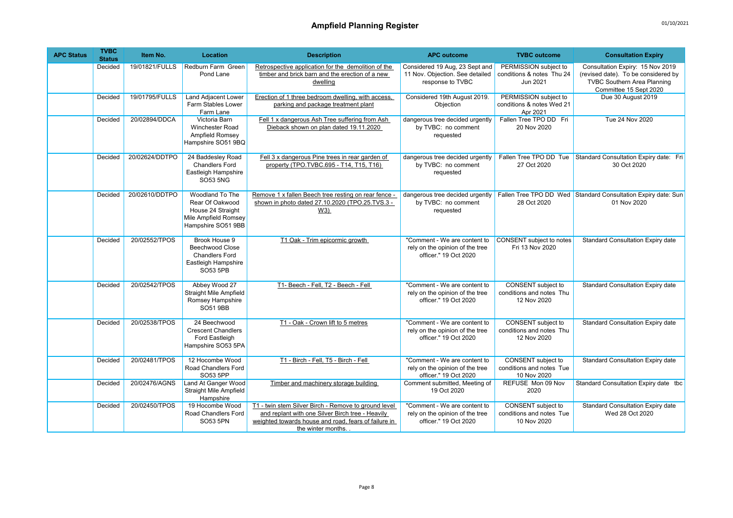# Ampfield Planning Register

| APC Status | TVBC Status | Item No. | Location | Description | APC outcome | TVBC outcome | Consultation Expiry |
|---|---|---|---|---|---|---|---|
| | Decided | 19/01821/FULLS | Redburn Farm Green Pond Lane | Retrospective application for the demolition of the timber and brick barn and the erection of a new dwelling | Considered 19 Aug, 23 Sept and 11 Nov. Objection. See detailed response to TVBC | PERMISSION subject to conditions & notes Thu 24 Jun 2021 | Consultation Expiry: 15 Nov 2019 (revised date). To be considered by TVBC Southern Area Planning Committee 15 Sept 2020 |
| | Decided | 19/01795/FULLS | Land Adjacent Lower Farm Stables Lower Farm Lane | Erection of 1 three bedroom dwelling, with access, parking and package treatment plant | Considered 19th August 2019. Objection | PERMISSION subject to conditions & notes Wed 21 Apr 2021 | Due 30 August 2019 |
| | Decided | 20/02894/DDCA | Victoria Barn Winchester Road Ampfield Romsey Hampshire SO51 9BQ | Fell 1 x dangerous Ash Tree suffering from Ash Dieback shown on plan dated 19.11.2020 | dangerous tree decided urgently by TVBC: no comment requested | Fallen Tree TPO DD Fri 20 Nov 2020 | Tue 24 Nov 2020 |
| | Decided | 20/02624/DDTPO | 24 Baddesley Road Chandlers Ford Eastleigh Hampshire SO53 5NG | Fell 3 x dangerous Pine trees in rear garden of property (TPO.TVBC.695 - T14, T15, T16) | dangerous tree decided urgently by TVBC: no comment requested | Fallen Tree TPO DD Tue 27 Oct 2020 | Standard Consultation Expiry date: Fri 30 Oct 2020 |
| | Decided | 20/02610/DDTPO | Woodland To The Rear Of Oakwood House 24 Straight Mile Ampfield Romsey Hampshire SO51 9BB | Remove 1 x fallen Beech tree resting on rear fence - shown in photo dated 27.10.2020 (TPO.25.TVS.3 - W3) | dangerous tree decided urgently by TVBC: no comment requested | Fallen Tree TPO DD Wed 28 Oct 2020 | Standard Consultation Expiry date: Sun 01 Nov 2020 |
| | Decided | 20/02552/TPOS | Brook House 9 Beechwood Close Chandlers Ford Eastleigh Hampshire SO53 5PB | T1 Oak - Trim epicormic growth | "Comment - We are content to rely on the opinion of the tree officer." 19 Oct 2020 | CONSENT subject to notes Fri 13 Nov 2020 | Standard Consultation Expiry date |
| | Decided | 20/02542/TPOS | Abbey Wood 27 Straight Mile Ampfield Romsey Hampshire SO51 9BB | T1- Beech - Fell, T2 - Beech - Fell | "Comment - We are content to rely on the opinion of the tree officer." 19 Oct 2020 | CONSENT subject to conditions and notes Thu 12 Nov 2020 | Standard Consultation Expiry date |
| | Decided | 20/02538/TPOS | 24 Beechwood Crescent Chandlers Ford Eastleigh Hampshire SO53 5PA | T1 - Oak - Crown lift to 5 metres | "Comment - We are content to rely on the opinion of the tree officer." 19 Oct 2020 | CONSENT subject to conditions and notes Thu 12 Nov 2020 | Standard Consultation Expiry date |
| | Decided | 20/02481/TPOS | 12 Hocombe Wood Road Chandlers Ford SO53 5PP | T1 - Birch - Fell, T5 - Birch - Fell | "Comment - We are content to rely on the opinion of the tree officer." 19 Oct 2020 | CONSENT subject to conditions and notes Tue 10 Nov 2020 | Standard Consultation Expiry date |
| | Decided | 20/02476/AGNS | Land At Ganger Wood Straight Mile Ampfield Hampshire | Timber and machinery storage building | Comment submitted, Meeting of 19 Oct 2020 | REFUSE Mon 09 Nov 2020 | Standard Consultation Expiry date tbc |
| | Decided | 20/02450/TPOS | 19 Hocombe Wood Road Chandlers Ford SO53 5PN | T1 - twin stem Silver Birch - Remove to ground level and replant with one Silver Birch tree - Heavily weighted towards house and road, fears of failure in the winter months. . | "Comment - We are content to rely on the opinion of the tree officer." 19 Oct 2020 | CONSENT subject to conditions and notes Tue 10 Nov 2020 | Standard Consultation Expiry date Wed 28 Oct 2020 |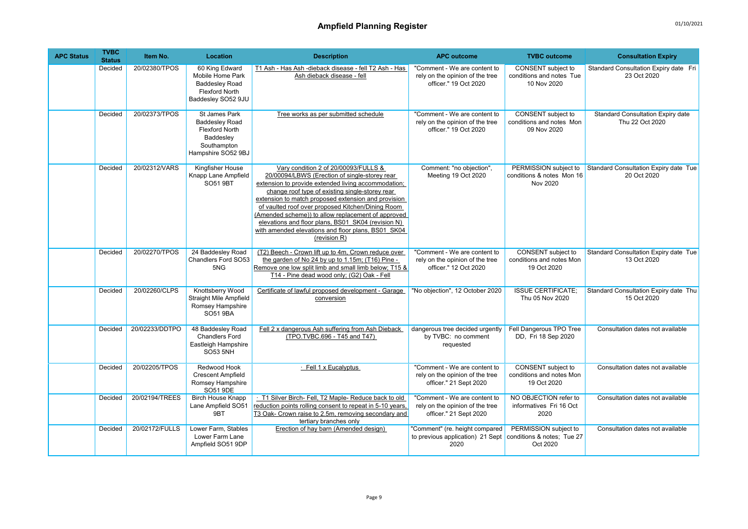# Ampfield Planning Register

01/10/2021

| APC Status | TVBC Status | Item No. | Location | Description | APC outcome | TVBC outcome | Consultation Expiry |
|---|---|---|---|---|---|---|---|
| | Decided | 20/02380/TPOS | 60 King Edward Mobile Home Park Baddesley Road Flexford North Baddesley SO52 9JU | T1 Ash - Has Ash -dieback disease - fell T2 Ash - Has Ash dieback disease - fell | "Comment - We are content to rely on the opinion of the tree officer." 19 Oct 2020 | CONSENT subject to conditions and notes Tue 10 Nov 2020 | Standard Consultation Expiry date Fri 23 Oct 2020 |
| | Decided | 20/02373/TPOS | St James Park Baddesley Road Flexford North Baddesley Southampton Hampshire SO52 9BJ | Tree works as per submitted schedule | "Comment - We are content to rely on the opinion of the tree officer." 19 Oct 2020 | CONSENT subject to conditions and notes Mon 09 Nov 2020 | Standard Consultation Expiry date Thu 22 Oct 2020 |
| | Decided | 20/02312/VARS | Kingfisher House Knapp Lane Ampfield SO51 9BT | Vary condition 2 of 20/00093/FULLS & 20/00094/LBWS (Erection of single-storey rear extension to provide extended living accommodation; change roof type of existing single-storey rear extension to match proposed extension and provision of vaulted roof over proposed Kitchen/Dining Room (Amended scheme)) to allow replacement of approved elevations and floor plans, BS01_SK04 (revision N) with amended elevations and floor plans, BS01_SK04 (revision R) | Comment: "no objection", Meeting 19 Oct 2020 | PERMISSION subject to conditions & notes Mon 16 Nov 2020 | Standard Consultation Expiry date Tue 20 Oct 2020 |
| | Decided | 20/02270/TPOS | 24 Baddesley Road Chandlers Ford SO53 5NG | (T2) Beech - Crown lift up to 4m, Crown reduce over the garden of No 24 by up to 1.15m; (T16) Pine - Remove one low split limb and small limb below; T15 & T14 - Pine dead wood only; (G2) Oak - Fell | "Comment - We are content to rely on the opinion of the tree officer." 12 Oct 2020 | CONSENT subject to conditions and notes Mon 19 Oct 2020 | Standard Consultation Expiry date Tue 13 Oct 2020 |
| | Decided | 20/02260/CLPS | Knottsberry Wood Straight Mile Ampfield Romsey Hampshire SO51 9BA | Certificate of lawful proposed development - Garage conversion | "No objection", 12 October 2020 | ISSUE CERTIFICATE; Thu 05 Nov 2020 | Standard Consultation Expiry date Thu 15 Oct 2020 |
| | Decided | 20/02233/DDTPO | 48 Baddesley Road Chandlers Ford Eastleigh Hampshire SO53 5NH | Fell 2 x dangerous Ash suffering from Ash Dieback (TPO.TVBC.696 - T45 and T47) | dangerous tree decided urgently by TVBC: no comment requested | Fell Dangerous TPO Tree DD, Fri 18 Sep 2020 | Consultation dates not available |
| | Decided | 20/02205/TPOS | Redwood Hook Crescent Ampfield Romsey Hampshire SO51 9DE | · Fell 1 x Eucalyptus | "Comment - We are content to rely on the opinion of the tree officer." 21 Sept 2020 | CONSENT subject to conditions and notes Mon 19 Oct 2020 | Consultation dates not available |
| | Decided | 20/02194/TREES | Birch House Knapp Lane Ampfield SO51 9BT | · T1 Silver Birch- Fell, T2 Maple- Reduce back to old reduction points rolling consent to repeat in 5-10 years, T3 Oak- Crown raise to 2.5m, removing secondary and tertiary branches only | "Comment - We are content to rely on the opinion of the tree officer." 21 Sept 2020 | NO OBJECTION refer to informatives Fri 16 Oct 2020 | Consultation dates not available |
| | Decided | 20/02172/FULLS | Lower Farm, Stables Lower Farm Lane Ampfield SO51 9DP | Erection of hay barn (Amended design) | "Comment" (re. height compared to previous application) 21 Sept 2020 | PERMISSION subject to conditions & notes; Tue 27 Oct 2020 | Consultation dates not available |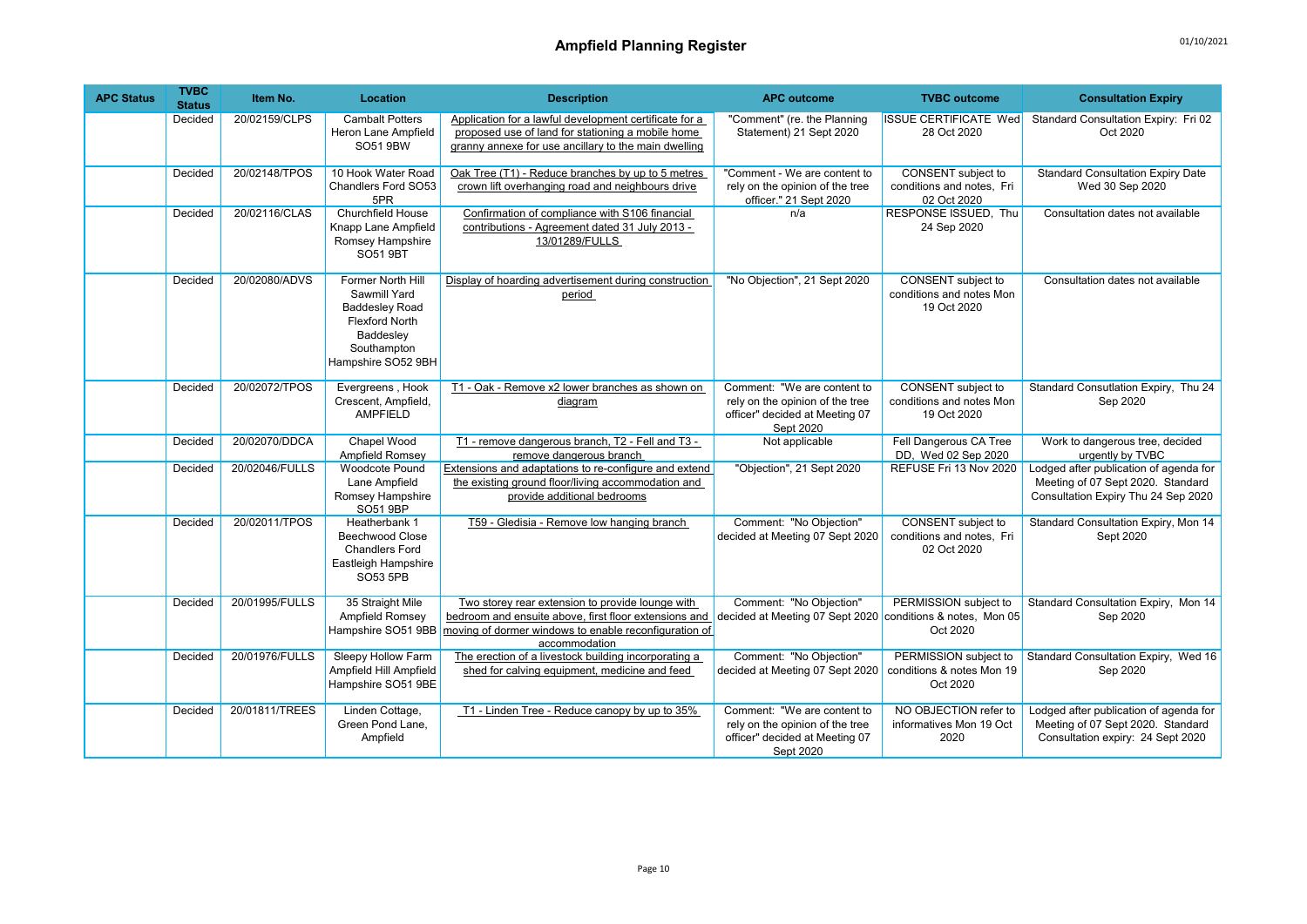# Ampfield Planning Register

01/10/2021

| APC Status | TVBC Status | Item No. | Location | Description | APC outcome | TVBC outcome | Consultation Expiry |
|---|---|---|---|---|---|---|---|
| | Decided | 20/02159/CLPS | Cambalt Potters Heron Lane Ampfield SO51 9BW | Application for a lawful development certificate for a proposed use of land for stationing a mobile home granny annexe for use ancillary to the main dwelling | "Comment" (re. the Planning Statement) 21 Sept 2020 | ISSUE CERTIFICATE Wed 28 Oct 2020 | Standard Consultation Expiry: Fri 02 Oct 2020 |
| | Decided | 20/02148/TPOS | 10 Hook Water Road Chandlers Ford SO53 5PR | Oak Tree (T1) - Reduce branches by up to 5 metres crown lift overhanging road and neighbours drive | "Comment - We are content to rely on the opinion of the tree officer." 21 Sept 2020 | CONSENT subject to conditions and notes, Fri 02 Oct 2020 | Standard Consultation Expiry Date Wed 30 Sep 2020 |
| | Decided | 20/02116/CLAS | Churchfield House Knapp Lane Ampfield Romsey Hampshire SO51 9BT | Confirmation of compliance with S106 financial contributions - Agreement dated 31 July 2013 - 13/01289/FULLS | n/a | RESPONSE ISSUED, Thu 24 Sep 2020 | Consultation dates not available |
| | Decided | 20/02080/ADVS | Former North Hill Sawmill Yard Baddesley Road Flexford North Baddesley Southampton Hampshire SO52 9BH | Display of hoarding advertisement during construction period | "No Objection", 21 Sept 2020 | CONSENT subject to conditions and notes Mon 19 Oct 2020 | Consultation dates not available |
| | Decided | 20/02072/TPOS | Evergreens , Hook Crescent, Ampfield, AMPFIELD | T1 - Oak - Remove x2 lower branches as shown on diagram | Comment: "We are content to rely on the opinion of the tree officer" decided at Meeting 07 Sept 2020 | CONSENT subject to conditions and notes Mon 19 Oct 2020 | Standard Consutlation Expiry, Thu 24 Sep 2020 |
| | Decided | 20/02070/DDCA | Chapel Wood Ampfield Romsey | T1 - remove dangerous branch, T2 - Fell and T3 - remove dangerous branch | Not applicable | Fell Dangerous CA Tree DD, Wed 02 Sep 2020 | Work to dangerous tree, decided urgently by TVBC |
| | Decided | 20/02046/FULLS | Woodcote Pound Lane Ampfield Romsey Hampshire SO51 9BP | Extensions and adaptations to re-configure and extend the existing ground floor/living accommodation and provide additional bedrooms | "Objection", 21 Sept 2020 | REFUSE Fri 13 Nov 2020 | Lodged after publication of agenda for Meeting of 07 Sept 2020. Standard Consultation Expiry Thu 24 Sep 2020 |
| | Decided | 20/02011/TPOS | Heatherbank 1 Beechwood Close Chandlers Ford Eastleigh Hampshire SO53 5PB | T59 - Gledisia - Remove low hanging branch | Comment: "No Objection" decided at Meeting 07 Sept 2020 | CONSENT subject to conditions and notes, Fri 02 Oct 2020 | Standard Consultation Expiry, Mon 14 Sept 2020 |
| | Decided | 20/01995/FULLS | 35 Straight Mile Ampfield Romsey Hampshire SO51 9BB | Two storey rear extension to provide lounge with bedroom and ensuite above, first floor extensions and moving of dormer windows to enable reconfiguration of accommodation | Comment: "No Objection" decided at Meeting 07 Sept 2020 | PERMISSION subject to conditions & notes, Mon 05 Oct 2020 | Standard Consultation Expiry, Mon 14 Sep 2020 |
| | Decided | 20/01976/FULLS | Sleepy Hollow Farm Ampfield Hill Ampfield Hampshire SO51 9BE | The erection of a livestock building incorporating a shed for calving equipment, medicine and feed | Comment: "No Objection" decided at Meeting 07 Sept 2020 | PERMISSION subject to conditions & notes Mon 19 Oct 2020 | Standard Consultation Expiry, Wed 16 Sep 2020 |
| | Decided | 20/01811/TREES | Linden Cottage, Green Pond Lane, Ampfield | T1 - Linden Tree - Reduce canopy by up to 35% | Comment: "We are content to rely on the opinion of the tree officer" decided at Meeting 07 Sept 2020 | NO OBJECTION refer to informatives Mon 19 Oct 2020 | Lodged after publication of agenda for Meeting of 07 Sept 2020. Standard Consultation expiry: 24 Sept 2020 |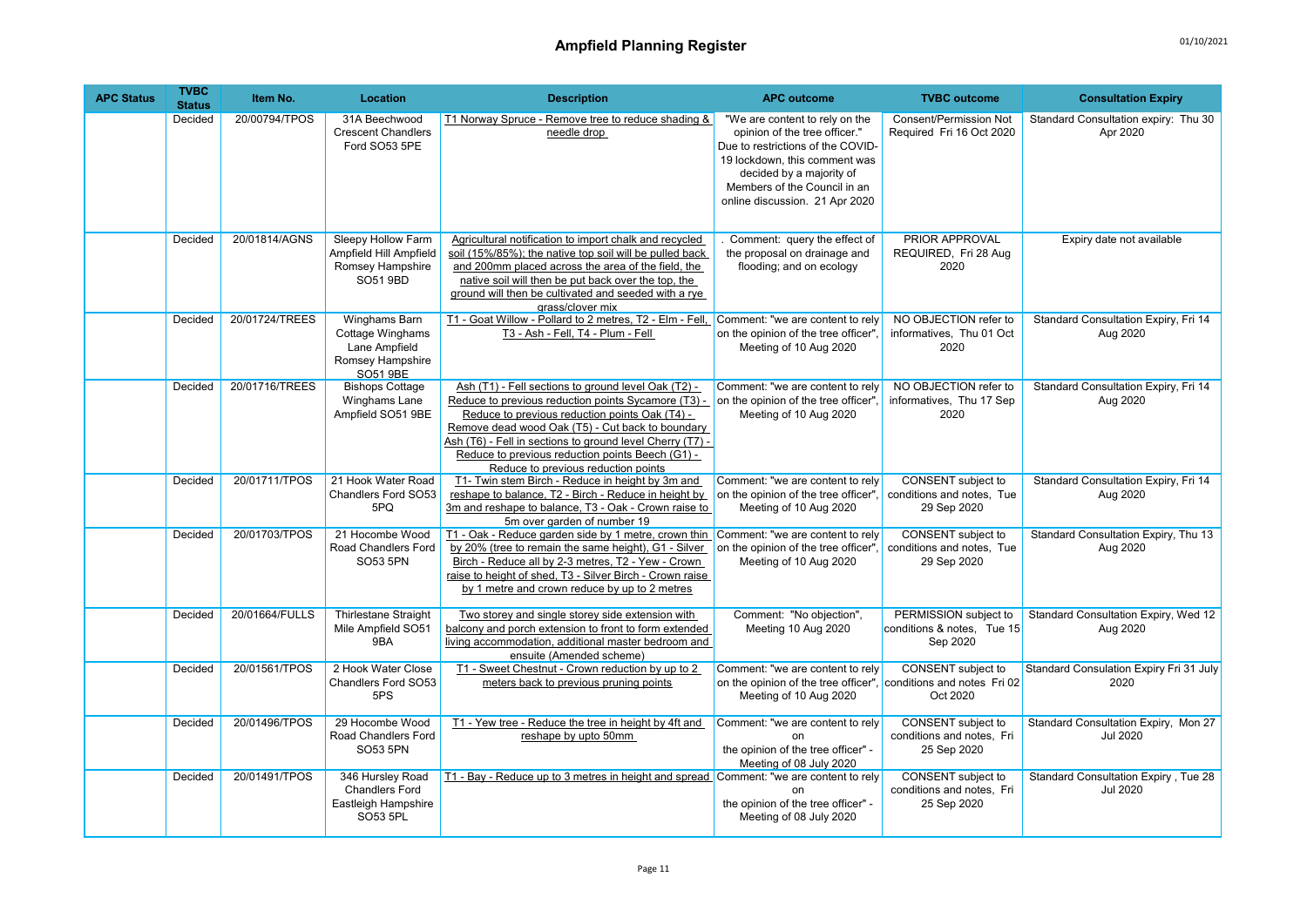# Ampfield Planning Register

| APC Status | TVBC Status | Item No. | Location | Description | APC outcome | TVBC outcome | Consultation Expiry |
|---|---|---|---|---|---|---|---|
| | Decided | 20/00794/TPOS | 31A Beechwood Crescent Chandlers Ford SO53 5PE | T1 Norway Spruce - Remove tree to reduce shading & needle drop | "We are content to rely on the opinion of the tree officer." Due to restrictions of the COVID-19 lockdown, this comment was decided by a majority of Members of the Council in an online discussion. 21 Apr 2020 | Consent/Permission Not Required Fri 16 Oct 2020 | Standard Consultation expiry: Thu 30 Apr 2020 |
| | Decided | 20/01814/AGNS | Sleepy Hollow Farm Ampfield Hill Ampfield Romsey Hampshire SO51 9BD | Agricultural notification to import chalk and recycled soil (15%/85%); the native top soil will be pulled back and 200mm placed across the area of the field, the native soil will then be put back over the top, the ground will then be cultivated and seeded with a rye grass/clover mix | . Comment: query the effect of the proposal on drainage and flooding; and on ecology | PRIOR APPROVAL REQUIRED, Fri 28 Aug 2020 | Expiry date not available |
| | Decided | 20/01724/TREES | Winghams Barn Cottage Winghams Lane Ampfield Romsey Hampshire SO51 9BE | T1 - Goat Willow - Pollard to 2 metres, T2 - Elm - Fell, T3 - Ash - Fell, T4 - Plum - Fell | Comment: "we are content to rely on the opinion of the tree officer", Meeting of 10 Aug 2020 | NO OBJECTION refer to informatives, Thu 01 Oct 2020 | Standard Consultation Expiry, Fri 14 Aug 2020 |
| | Decided | 20/01716/TREES | Bishops Cottage Winghams Lane Ampfield SO51 9BE | Ash (T1) - Fell sections to ground level Oak (T2) - Reduce to previous reduction points Sycamore (T3) - Reduce to previous reduction points Oak (T4) - Remove dead wood Oak (T5) - Cut back to boundary Ash (T6) - Fell in sections to ground level Cherry (T7) - Reduce to previous reduction points Beech (G1) - Reduce to previous reduction points | Comment: "we are content to rely on the opinion of the tree officer", Meeting of 10 Aug 2020 | NO OBJECTION refer to informatives, Thu 17 Sep 2020 | Standard Consultation Expiry, Fri 14 Aug 2020 |
| | Decided | 20/01711/TPOS | 21 Hook Water Road Chandlers Ford SO53 5PQ | T1- Twin stem Birch - Reduce in height by 3m and reshape to balance, T2 - Birch - Reduce in height by 3m and reshape to balance, T3 - Oak - Crown raise to 5m over garden of number 19 | Comment: "we are content to rely on the opinion of the tree officer", Meeting of 10 Aug 2020 | CONSENT subject to conditions and notes, Tue 29 Sep 2020 | Standard Consultation Expiry, Fri 14 Aug 2020 |
| | Decided | 20/01703/TPOS | 21 Hocombe Wood Road Chandlers Ford SO53 5PN | T1 - Oak - Reduce garden side by 1 metre, crown thin by 20% (tree to remain the same height), G1 - Silver Birch - Reduce all by 2-3 metres, T2 - Yew - Crown raise to height of shed, T3 - Silver Birch - Crown raise by 1 metre and crown reduce by up to 2 metres | Comment: "we are content to rely on the opinion of the tree officer", Meeting of 10 Aug 2020 | CONSENT subject to conditions and notes, Tue 29 Sep 2020 | Standard Consultation Expiry, Thu 13 Aug 2020 |
| | Decided | 20/01664/FULLS | Thirlestane Straight Mile Ampfield SO51 9BA | Two storey and single storey side extension with balcony and porch extension to front to form extended living accommodation, additional master bedroom and ensuite (Amended scheme) | Comment: "No objection", Meeting 10 Aug 2020 | PERMISSION subject to conditions & notes, Tue 15 Sep 2020 | Standard Consultation Expiry, Wed 12 Aug 2020 |
| | Decided | 20/01561/TPOS | 2 Hook Water Close Chandlers Ford SO53 5PS | T1 - Sweet Chestnut - Crown reduction by up to 2 meters back to previous pruning points | Comment: "we are content to rely on the opinion of the tree officer", Meeting of 10 Aug 2020 | CONSENT subject to conditions and notes Fri 02 Oct 2020 | Standard Consulation Expiry Fri 31 July 2020 |
| | Decided | 20/01496/TPOS | 29 Hocombe Wood Road Chandlers Ford SO53 5PN | T1 - Yew tree - Reduce the tree in height by 4ft and reshape by upto 50mm | Comment: "we are content to rely on the opinion of the tree officer" - Meeting of 08 July 2020 | CONSENT subject to conditions and notes, Fri 25 Sep 2020 | Standard Consultation Expiry, Mon 27 Jul 2020 |
| | Decided | 20/01491/TPOS | 346 Hursley Road Chandlers Ford Eastleigh Hampshire SO53 5PL | T1 - Bay - Reduce up to 3 metres in height and spread | Comment: "we are content to rely on the opinion of the tree officer" - Meeting of 08 July 2020 | CONSENT subject to conditions and notes, Fri 25 Sep 2020 | Standard Consultation Expiry , Tue 28 Jul 2020 |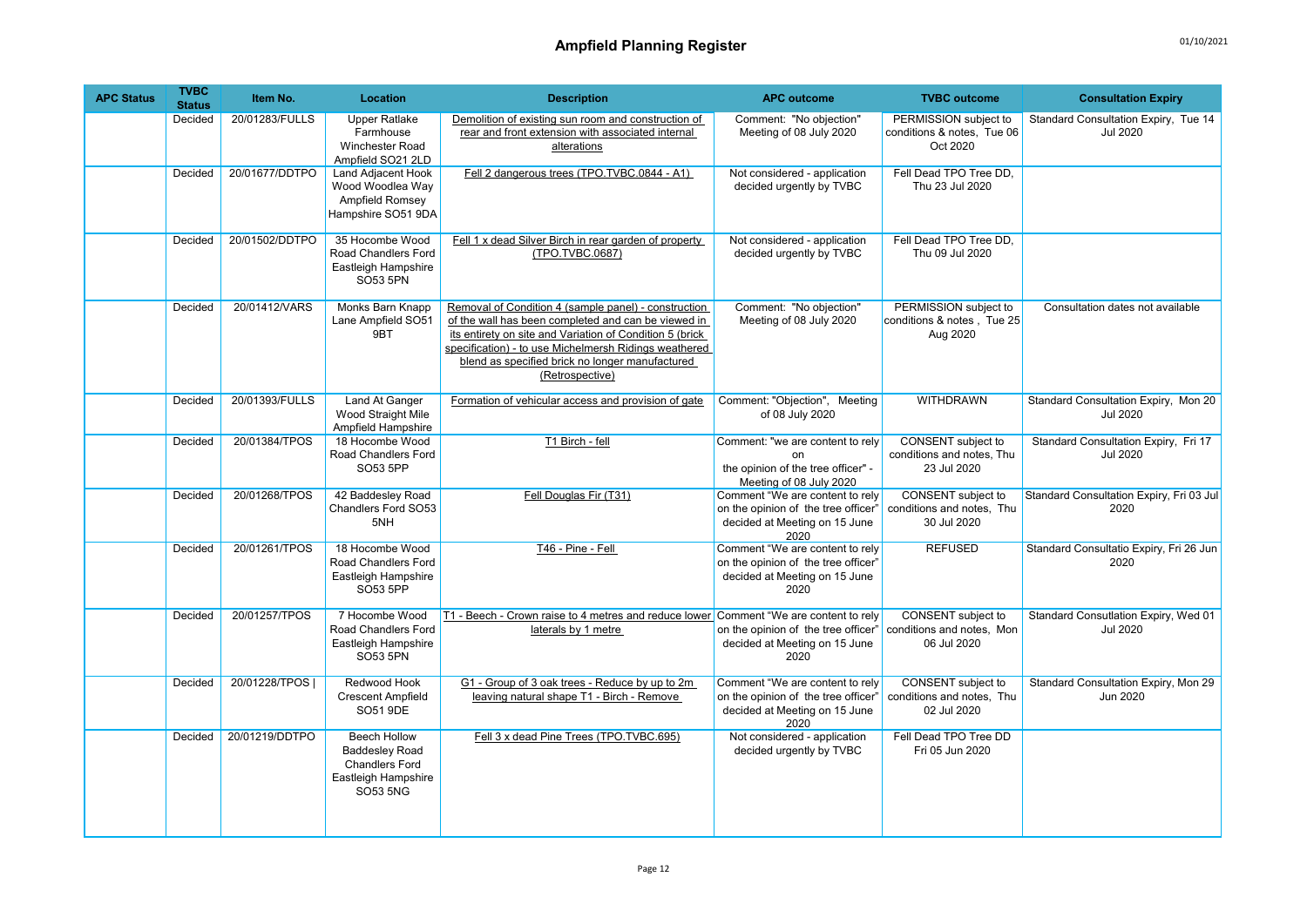# Ampfield Planning Register

| APC Status | TVBC Status | Item No. | Location | Description | APC outcome | TVBC outcome | Consultation Expiry |
|---|---|---|---|---|---|---|---|
| | Decided | 20/01283/FULLS | Upper Ratlake Farmhouse Winchester Road Ampfield SO21 2LD | Demolition of existing sun room and construction of rear and front extension with associated internal alterations | Comment: "No objection" Meeting of 08 July 2020 | PERMISSION subject to conditions & notes, Tue 06 Oct 2020 | Standard Consultation Expiry, Tue 14 Jul 2020 |
| | Decided | 20/01677/DDTPO | Land Adjacent Hook Wood Woodlea Way Ampfield Romsey Hampshire SO51 9DA | Fell 2 dangerous trees (TPO.TVBC.0844 - A1) | Not considered - application decided urgently by TVBC | Fell Dead TPO Tree DD, Thu 23 Jul 2020 | |
| | Decided | 20/01502/DDTPO | 35 Hocombe Wood Road Chandlers Ford Eastleigh Hampshire SO53 5PN | Fell 1 x dead Silver Birch in rear garden of property (TPO.TVBC.0687) | Not considered - application decided urgently by TVBC | Fell Dead TPO Tree DD, Thu 09 Jul 2020 | |
| | Decided | 20/01412/VARS | Monks Barn Knapp Lane Ampfield SO51 9BT | Removal of Condition 4 (sample panel) - construction of the wall has been completed and can be viewed in its entirety on site and Variation of Condition 5 (brick specification) - to use Michelmersh Ridings weathered blend as specified brick no longer manufactured (Retrospective) | Comment: "No objection" Meeting of 08 July 2020 | PERMISSION subject to conditions & notes , Tue 25 Aug 2020 | Consultation dates not available |
| | Decided | 20/01393/FULLS | Land At Ganger Wood Straight Mile Ampfield Hampshire | Formation of vehicular access and provision of gate | Comment: "Objection", Meeting of 08 July 2020 | WITHDRAWN | Standard Consultation Expiry, Mon 20 Jul 2020 |
| | Decided | 20/01384/TPOS | 18 Hocombe Wood Road Chandlers Ford SO53 5PP | T1 Birch - fell | Comment: "we are content to rely on the opinion of the tree officer" - Meeting of 08 July 2020 | CONSENT subject to conditions and notes, Thu 23 Jul 2020 | Standard Consultation Expiry, Fri 17 Jul 2020 |
| | Decided | 20/01268/TPOS | 42 Baddesley Road Chandlers Ford SO53 5NH | Fell Douglas Fir (T31) | Comment "We are content to rely on the opinion of the tree officer" decided at Meeting on 15 June 2020 | CONSENT subject to conditions and notes, Thu 30 Jul 2020 | Standard Consultation Expiry, Fri 03 Jul 2020 |
| | Decided | 20/01261/TPOS | 18 Hocombe Wood Road Chandlers Ford Eastleigh Hampshire SO53 5PP | T46 - Pine - Fell | Comment "We are content to rely on the opinion of the tree officer" decided at Meeting on 15 June 2020 | REFUSED | Standard Consultatio Expiry, Fri 26 Jun 2020 |
| | Decided | 20/01257/TPOS | 7 Hocombe Wood Road Chandlers Ford Eastleigh Hampshire SO53 5PN | T1 - Beech - Crown raise to 4 metres and reduce lower laterals by 1 metre | Comment "We are content to rely on the opinion of the tree officer" decided at Meeting on 15 June 2020 | CONSENT subject to conditions and notes, Mon 06 Jul 2020 | Standard Consultation Expiry, Wed 01 Jul 2020 |
| | Decided | 20/01228/TPOS \| | Redwood Hook Crescent Ampfield SO51 9DE | G1 - Group of 3 oak trees - Reduce by up to 2m leaving natural shape T1 - Birch - Remove | Comment "We are content to rely on the opinion of the tree officer" decided at Meeting on 15 June 2020 | CONSENT subject to conditions and notes, Thu 02 Jul 2020 | Standard Consultation Expiry, Mon 29 Jun 2020 |
| | Decided | 20/01219/DDTPO | Beech Hollow Baddesley Road Chandlers Ford Eastleigh Hampshire SO53 5NG | Fell 3 x dead Pine Trees (TPO.TVBC.695) | Not considered - application decided urgently by TVBC | Fell Dead TPO Tree DD Fri 05 Jun 2020 | |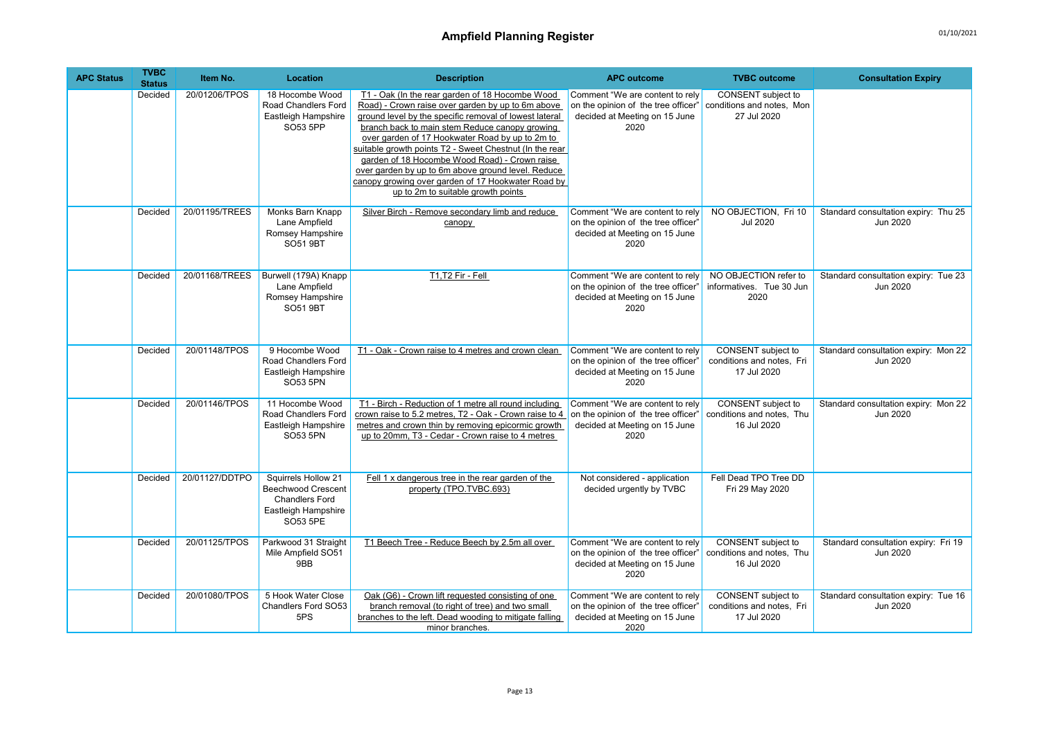# Ampfield Planning Register

| APC Status | TVBC Status | Item No. | Location | Description | APC outcome | TVBC outcome | Consultation Expiry |
|---|---|---|---|---|---|---|---|
| | Decided | 20/01206/TPOS | 18 Hocombe Wood Road Chandlers Ford Eastleigh Hampshire SO53 5PP | T1 - Oak (In the rear garden of 18 Hocombe Wood Road) - Crown raise over garden by up to 6m above ground level by the specific removal of lowest lateral branch back to main stem Reduce canopy growing over garden of 17 Hookwater Road by up to 2m to suitable growth points T2 - Sweet Chestnut (In the rear garden of 18 Hocombe Wood Road) - Crown raise over garden by up to 6m above ground level. Reduce canopy growing over garden of 17 Hookwater Road by up to 2m to suitable growth points | Comment "We are content to rely on the opinion of the tree officer" decided at Meeting on 15 June 2020 | CONSENT subject to conditions and notes, Mon 27 Jul 2020 | |
| | Decided | 20/01195/TREES | Monks Barn Knapp Lane Ampfield Romsey Hampshire SO51 9BT | Silver Birch - Remove secondary limb and reduce canopy | Comment "We are content to rely on the opinion of the tree officer" decided at Meeting on 15 June 2020 | NO OBJECTION, Fri 10 Jul 2020 | Standard consultation expiry: Thu 25 Jun 2020 |
| | Decided | 20/01168/TREES | Burwell (179A) Knapp Lane Ampfield Romsey Hampshire SO51 9BT | T1,T2 Fir - Fell | Comment "We are content to rely on the opinion of the tree officer" decided at Meeting on 15 June 2020 | NO OBJECTION refer to informatives. Tue 30 Jun 2020 | Standard consultation expiry: Tue 23 Jun 2020 |
| | Decided | 20/01148/TPOS | 9 Hocombe Wood Road Chandlers Ford Eastleigh Hampshire SO53 5PN | T1 - Oak - Crown raise to 4 metres and crown clean | Comment "We are content to rely on the opinion of the tree officer" decided at Meeting on 15 June 2020 | CONSENT subject to conditions and notes, Fri 17 Jul 2020 | Standard consultation expiry: Mon 22 Jun 2020 |
| | Decided | 20/01146/TPOS | 11 Hocombe Wood Road Chandlers Ford Eastleigh Hampshire SO53 5PN | T1 - Birch - Reduction of 1 metre all round including crown raise to 5.2 metres, T2 - Oak - Crown raise to 4 metres and crown thin by removing epicormic growth up to 20mm, T3 - Cedar - Crown raise to 4 metres | Comment "We are content to rely on the opinion of the tree officer" decided at Meeting on 15 June 2020 | CONSENT subject to conditions and notes, Thu 16 Jul 2020 | Standard consultation expiry: Mon 22 Jun 2020 |
| | Decided | 20/01127/DDTPO | Squirrels Hollow 21 Beechwood Crescent Chandlers Ford Eastleigh Hampshire SO53 5PE | Fell 1 x dangerous tree in the rear garden of the property (TPO.TVBC.693) | Not considered - application decided urgently by TVBC | Fell Dead TPO Tree DD Fri 29 May 2020 | |
| | Decided | 20/01125/TPOS | Parkwood 31 Straight Mile Ampfield SO51 9BB | T1 Beech Tree - Reduce Beech by 2.5m all over | Comment "We are content to rely on the opinion of the tree officer" decided at Meeting on 15 June 2020 | CONSENT subject to conditions and notes, Thu 16 Jul 2020 | Standard consultation expiry: Fri 19 Jun 2020 |
| | Decided | 20/01080/TPOS | 5 Hook Water Close Chandlers Ford SO53 5PS | Oak (G6) - Crown lift requested consisting of one branch removal (to right of tree) and two small branches to the left. Dead wooding to mitigate falling minor branches. | Comment "We are content to rely on the opinion of the tree officer" decided at Meeting on 15 June 2020 | CONSENT subject to conditions and notes, Fri 17 Jul 2020 | Standard consultation expiry: Tue 16 Jun 2020 |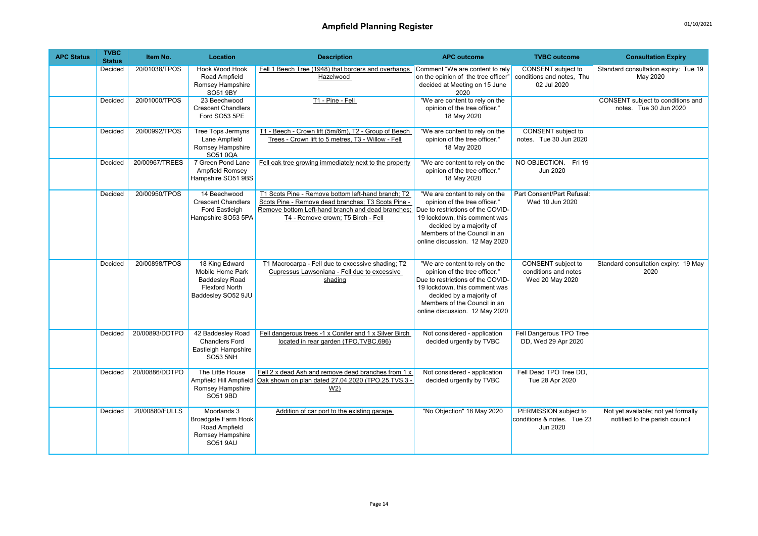# Ampfield Planning Register

| APC Status | TVBC Status | Item No. | Location | Description | APC outcome | TVBC outcome | Consultation Expiry |
|---|---|---|---|---|---|---|---|
| | Decided | 20/01038/TPOS | Hook Wood Hook Road Ampfield Romsey Hampshire SO51 9BY | Fell 1 Beech Tree (1948) that borders and overhangs Hazelwood | Comment "We are content to rely on the opinion of the tree officer" decided at Meeting on 15 June 2020 | CONSENT subject to conditions and notes, Thu 02 Jul 2020 | Standard consultation expiry: Tue 19 May 2020 |
| | Decided | 20/01000/TPOS | 23 Beechwood Crescent Chandlers Ford SO53 5PE | T1 - Pine - Fell | "We are content to rely on the opinion of the tree officer." 18 May 2020 | | CONSENT subject to conditions and notes. Tue 30 Jun 2020 |
| | Decided | 20/00992/TPOS | Tree Tops Jermyns Lane Ampfield Romsey Hampshire SO51 0QA | T1 - Beech - Crown lift (5m/6m), T2 - Group of Beech Trees - Crown lift to 5 metres, T3 - Willow - Fell | "We are content to rely on the opinion of the tree officer." 18 May 2020 | CONSENT subject to notes. Tue 30 Jun 2020 | |
| | Decided | 20/00967/TREES | 7 Green Pond Lane Ampfield Romsey Hampshire SO51 9BS | Fell oak tree growing immediately next to the property | "We are content to rely on the opinion of the tree officer." 18 May 2020 | NO OBJECTION. Fri 19 Jun 2020 | |
| | Decided | 20/00950/TPOS | 14 Beechwood Crescent Chandlers Ford Eastleigh Hampshire SO53 5PA | T1 Scots Pine - Remove bottom left-hand branch; T2 Scots Pine - Remove dead branches; T3 Scots Pine - Remove bottom Left-hand branch and dead branches; T4 - Remove crown; T5 Birch - Fell | "We are content to rely on the opinion of the tree officer." Due to restrictions of the COVID-19 lockdown, this comment was decided by a majority of Members of the Council in an online discussion. 12 May 2020 | Part Consent/Part Refusal: Wed 10 Jun 2020 | |
| | Decided | 20/00898/TPOS | 18 King Edward Mobile Home Park Baddesley Road Flexford North Baddesley SO52 9JU | T1 Macrocarpa - Fell due to excessive shading; T2 Cupressus Lawsoniana - Fell due to excessive shading | "We are content to rely on the opinion of the tree officer." Due to restrictions of the COVID-19 lockdown, this comment was decided by a majority of Members of the Council in an online discussion. 12 May 2020 | CONSENT subject to conditions and notes Wed 20 May 2020 | Standard consultation expiry: 19 May 2020 |
| | Decided | 20/00893/DDTPO | 42 Baddesley Road Chandlers Ford Eastleigh Hampshire SO53 5NH | Fell dangerous trees -1 x Conifer and 1 x Silver Birch located in rear garden (TPO.TVBC.696) | Not considered - application decided urgently by TVBC | Fell Dangerous TPO Tree DD, Wed 29 Apr 2020 | |
| | Decided | 20/00886/DDTPO | The Little House Ampfield Hill Ampfield Romsey Hampshire SO51 9BD | Fell 2 x dead Ash and remove dead branches from 1 x Oak shown on plan dated 27.04.2020 (TPO.25.TVS.3 - W2) | Not considered - application decided urgently by TVBC | Fell Dead TPO Tree DD, Tue 28 Apr 2020 | |
| | Decided | 20/00880/FULLS | Moorlands 3 Broadgate Farm Hook Road Ampfield Romsey Hampshire SO51 9AU | Addition of car port to the existing garage | "No Objection" 18 May 2020 | PERMISSION subject to conditions & notes. Tue 23 Jun 2020 | Not yet available; not yet formally notified to the parish council |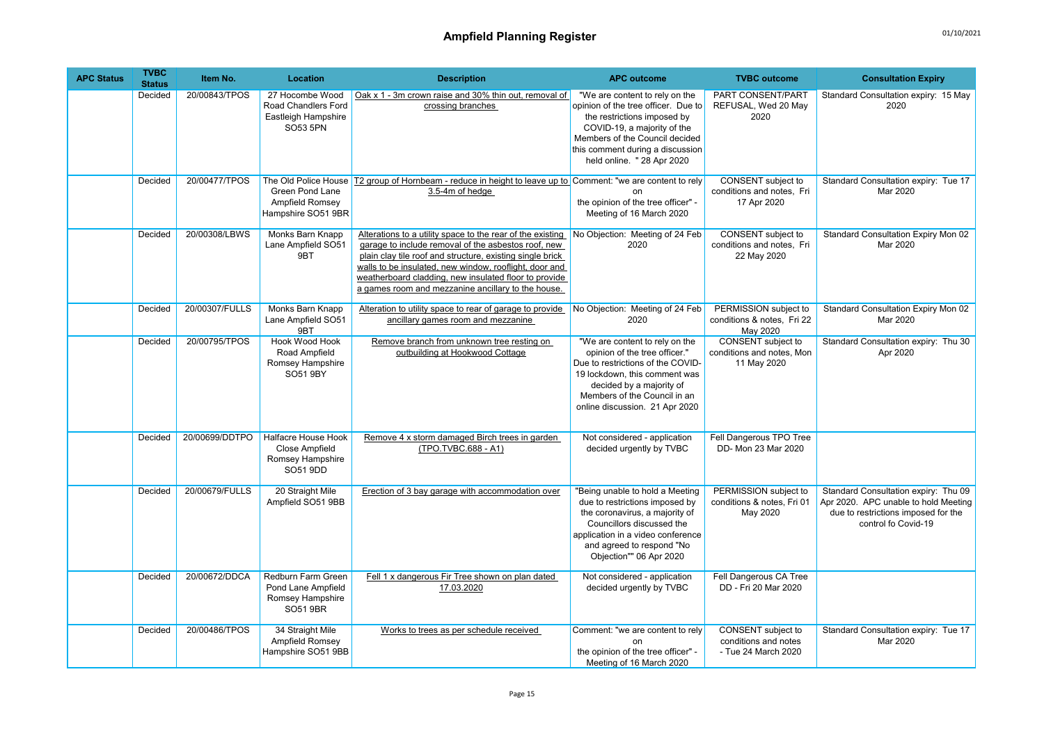# Ampfield Planning Register

| APC Status | TVBC Status | Item No. | Location | Description | APC outcome | TVBC outcome | Consultation Expiry |
|---|---|---|---|---|---|---|---|
| | Decided | 20/00843/TPOS | 27 Hocombe Wood Road Chandlers Ford Eastleigh Hampshire SO53 5PN | Oak x 1 - 3m crown raise and 30% thin out, removal of crossing branches | "We are content to rely on the opinion of the tree officer. Due to the restrictions imposed by COVID-19, a majority of the Members of the Council decided this comment during a discussion held online. " 28 Apr 2020 | PART CONSENT/PART REFUSAL, Wed 20 May 2020 | Standard Consultation expiry: 15 May 2020 |
| | Decided | 20/00477/TPOS | The Old Police House Green Pond Lane Ampfield Romsey Hampshire SO51 9BR | T2 group of Hornbeam - reduce in height to leave up to 3.5-4m of hedge | Comment: "we are content to rely on the opinion of the tree officer" - Meeting of 16 March 2020 | CONSENT subject to conditions and notes, Fri 17 Apr 2020 | Standard Consultation expiry: Tue 17 Mar 2020 |
| | Decided | 20/00308/LBWS | Monks Barn Knapp Lane Ampfield SO51 9BT | Alterations to a utility space to the rear of the existing garage to include removal of the asbestos roof, new plain clay tile roof and structure, existing single brick walls to be insulated, new window, rooflight, door and weatherboard cladding, new insulated floor to provide a games room and mezzanine ancillary to the house. | No Objection: Meeting of 24 Feb 2020 | CONSENT subject to conditions and notes, Fri 22 May 2020 | Standard Consultation Expiry Mon 02 Mar 2020 |
| | Decided | 20/00307/FULLS | Monks Barn Knapp Lane Ampfield SO51 9BT | Alteration to utility space to rear of garage to provide ancillary games room and mezzanine | No Objection: Meeting of 24 Feb 2020 | PERMISSION subject to conditions & notes, Fri 22 May 2020 | Standard Consultation Expiry Mon 02 Mar 2020 |
| | Decided | 20/00795/TPOS | Hook Wood Hook Road Ampfield Romsey Hampshire SO51 9BY | Remove branch from unknown tree resting on outbuilding at Hookwood Cottage | "We are content to rely on the opinion of the tree officer." Due to restrictions of the COVID-19 lockdown, this comment was decided by a majority of Members of the Council in an online discussion. 21 Apr 2020 | CONSENT subject to conditions and notes, Mon 11 May 2020 | Standard Consultation expiry: Thu 30 Apr 2020 |
| | Decided | 20/00699/DDTPO | Halfacre House Hook Close Ampfield Romsey Hampshire SO51 9DD | Remove 4 x storm damaged Birch trees in garden (TPO.TVBC.688 - A1) | Not considered - application decided urgently by TVBC | Fell Dangerous TPO Tree DD- Mon 23 Mar 2020 | |
| | Decided | 20/00679/FULLS | 20 Straight Mile Ampfield SO51 9BB | Erection of 3 bay garage with accommodation over | "Being unable to hold a Meeting due to restrictions imposed by the coronavirus, a majority of Councillors discussed the application in a video conference and agreed to respond "No Objection"" 06 Apr 2020 | PERMISSION subject to conditions & notes, Fri 01 May 2020 | Standard Consultation expiry: Thu 09 Apr 2020. APC unable to hold Meeting due to restrictions imposed for the control fo Covid-19 |
| | Decided | 20/00672/DDCA | Redburn Farm Green Pond Lane Ampfield Romsey Hampshire SO51 9BR | Fell 1 x dangerous Fir Tree shown on plan dated 17.03.2020 | Not considered - application decided urgently by TVBC | Fell Dangerous CA Tree DD - Fri 20 Mar 2020 | |
| | Decided | 20/00486/TPOS | 34 Straight Mile Ampfield Romsey Hampshire SO51 9BB | Works to trees as per schedule received | Comment: "we are content to rely on the opinion of the tree officer" - Meeting of 16 March 2020 | CONSENT subject to conditions and notes - Tue 24 March 2020 | Standard Consultation expiry: Tue 17 Mar 2020 |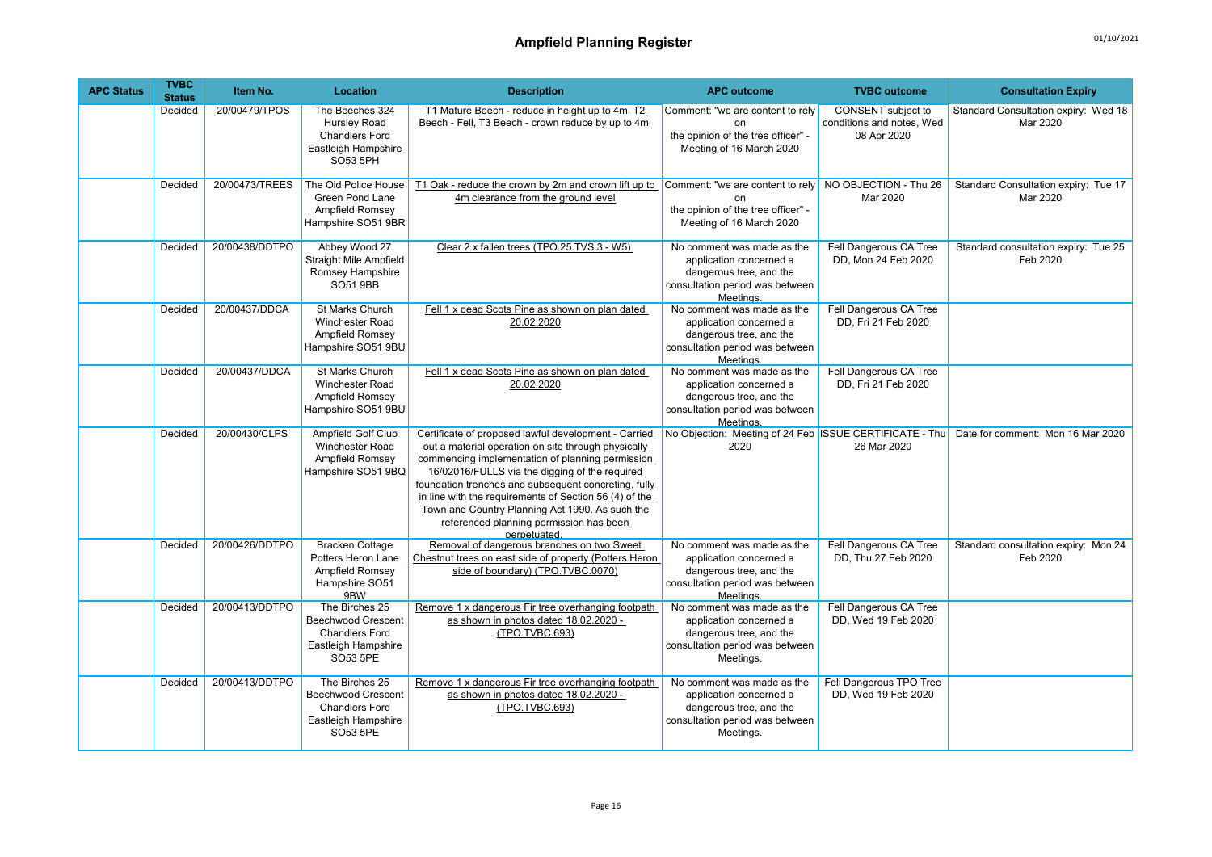# Ampfield Planning Register

| APC Status | TVBC Status | Item No. | Location | Description | APC outcome | TVBC outcome | Consultation Expiry |
|---|---|---|---|---|---|---|---|
| | Decided | 20/00479/TPOS | The Beeches 324 Hursley Road Chandlers Ford Eastleigh Hampshire SO53 5PH | T1 Mature Beech - reduce in height up to 4m, T2 Beech - Fell, T3 Beech - crown reduce by up to 4m | Comment: "we are content to rely on the opinion of the tree officer" - Meeting of 16 March 2020 | CONSENT subject to conditions and notes, Wed 08 Apr 2020 | Standard Consultation expiry: Wed 18 Mar 2020 |
| | Decided | 20/00473/TREES | The Old Police House Green Pond Lane Ampfield Romsey Hampshire SO51 9BR | T1 Oak - reduce the crown by 2m and crown lift up to 4m clearance from the ground level | Comment: "we are content to rely on the opinion of the tree officer" - Meeting of 16 March 2020 | NO OBJECTION - Thu 26 Mar 2020 | Standard Consultation expiry: Tue 17 Mar 2020 |
| | Decided | 20/00438/DDTPO | Abbey Wood 27 Straight Mile Ampfield Romsey Hampshire SO51 9BB | Clear 2 x fallen trees (TPO.25.TVS.3 - W5) | No comment was made as the application concerned a dangerous tree, and the consultation period was between Meetings. | Fell Dangerous CA Tree DD, Mon 24 Feb 2020 | Standard consultation expiry: Tue 25 Feb 2020 |
| | Decided | 20/00437/DDCA | St Marks Church Winchester Road Ampfield Romsey Hampshire SO51 9BU | Fell 1 x dead Scots Pine as shown on plan dated 20.02.2020 | No comment was made as the application concerned a dangerous tree, and the consultation period was between Meetings. | Fell Dangerous CA Tree DD, Fri 21 Feb 2020 | |
| | Decided | 20/00437/DDCA | St Marks Church Winchester Road Ampfield Romsey Hampshire SO51 9BU | Fell 1 x dead Scots Pine as shown on plan dated 20.02.2020 | No comment was made as the application concerned a dangerous tree, and the consultation period was between Meetings. | Fell Dangerous CA Tree DD, Fri 21 Feb 2020 | |
| | Decided | 20/00430/CLPS | Ampfield Golf Club Winchester Road Ampfield Romsey Hampshire SO51 9BQ | Certificate of proposed lawful development - Carried out a material operation on site through physically commencing implementation of planning permission 16/02016/FULLS via the digging of the required foundation trenches and subsequent concreting, fully in line with the requirements of Section 56 (4) of the Town and Country Planning Act 1990. As such the referenced planning permission has been perpetuated. | No Objection: Meeting of 24 Feb 2020 | ISSUE CERTIFICATE - Thu 26 Mar 2020 | Date for comment: Mon 16 Mar 2020 |
| | Decided | 20/00426/DDTPO | Bracken Cottage Potters Heron Lane Ampfield Romsey Hampshire SO51 9BW | Removal of dangerous branches on two Sweet Chestnut trees on east side of property (Potters Heron side of boundary) (TPO.TVBC.0070) | No comment was made as the application concerned a dangerous tree, and the consultation period was between Meetings. | Fell Dangerous CA Tree DD, Thu 27 Feb 2020 | Standard consultation expiry: Mon 24 Feb 2020 |
| | Decided | 20/00413/DDTPO | The Birches 25 Beechwood Crescent Chandlers Ford Eastleigh Hampshire SO53 5PE | Remove 1 x dangerous Fir tree overhanging footpath as shown in photos dated 18.02.2020 - (TPO.TVBC.693) | No comment was made as the application concerned a dangerous tree, and the consultation period was between Meetings. | Fell Dangerous CA Tree DD, Wed 19 Feb 2020 | |
| | Decided | 20/00413/DDTPO | The Birches 25 Beechwood Crescent Chandlers Ford Eastleigh Hampshire SO53 5PE | Remove 1 x dangerous Fir tree overhanging footpath as shown in photos dated 18.02.2020 - (TPO.TVBC.693) | No comment was made as the application concerned a dangerous tree, and the consultation period was between Meetings. | Fell Dangerous TPO Tree DD, Wed 19 Feb 2020 | |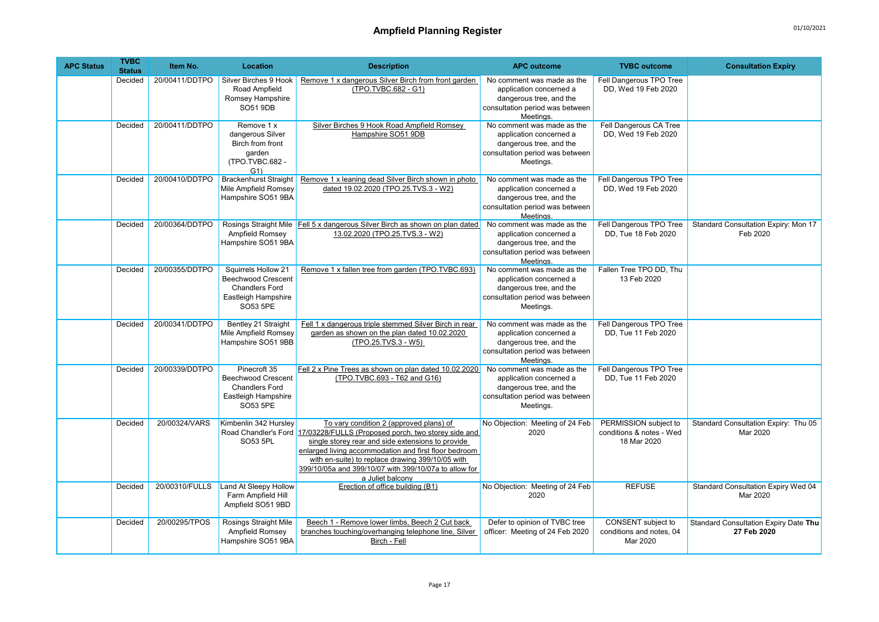# Ampfield Planning Register

| APC Status | TVBC Status | Item No. | Location | Description | APC outcome | TVBC outcome | Consultation Expiry |
|---|---|---|---|---|---|---|---|
| | Decided | 20/00411/DDTPO | Silver Birches 9 Hook Road Ampfield Romsey Hampshire SO51 9DB | Remove 1 x dangerous Silver Birch from front garden (TPO.TVBC.682 - G1) | No comment was made as the application concerned a dangerous tree, and the consultation period was between Meetings. | Fell Dangerous TPO Tree DD, Wed 19 Feb 2020 | |
| | Decided | 20/00411/DDTPO | Remove 1 x dangerous Silver Birch from front garden (TPO.TVBC.682 - G1) | Silver Birches 9 Hook Road Ampfield Romsey Hampshire SO51 9DB | No comment was made as the application concerned a dangerous tree, and the consultation period was between Meetings. | Fell Dangerous CA Tree DD, Wed 19 Feb 2020 | |
| | Decided | 20/00410/DDTPO | Brackenhurst Straight Mile Ampfield Romsey Hampshire SO51 9BA | Remove 1 x leaning dead Silver Birch shown in photo dated 19.02.2020 (TPO.25.TVS.3 - W2) | No comment was made as the application concerned a dangerous tree, and the consultation period was between Meetings. | Fell Dangerous TPO Tree DD, Wed 19 Feb 2020 | |
| | Decided | 20/00364/DDTPO | Rosings Straight Mile Ampfield Romsey Hampshire SO51 9BA | Fell 5 x dangerous Silver Birch as shown on plan dated 13.02.2020 (TPO.25.TVS.3 - W2) | No comment was made as the application concerned a dangerous tree, and the consultation period was between Meetings. | Fell Dangerous TPO Tree DD, Tue 18 Feb 2020 | Standard Consultation Expiry: Mon 17 Feb 2020 |
| | Decided | 20/00355/DDTPO | Squirrels Hollow 21 Beechwood Crescent Chandlers Ford Eastleigh Hampshire SO53 5PE | Remove 1 x fallen tree from garden (TPO.TVBC.693) | No comment was made as the application concerned a dangerous tree, and the consultation period was between Meetings. | Fallen Tree TPO DD, Thu 13 Feb 2020 | |
| | Decided | 20/00341/DDTPO | Bentley 21 Straight Mile Ampfield Romsey Hampshire SO51 9BB | Fell 1 x dangerous triple stemmed Silver Birch in rear garden as shown on the plan dated 10.02.2020 (TPO.25.TVS.3 - W5) | No comment was made as the application concerned a dangerous tree, and the consultation period was between Meetings. | Fell Dangerous TPO Tree DD, Tue 11 Feb 2020 | |
| | Decided | 20/00339/DDTPO | Pinecroft 35 Beechwood Crescent Chandlers Ford Eastleigh Hampshire SO53 5PE | Fell 2 x Pine Trees as shown on plan dated 10.02.2020 (TPO.TVBC.693 - T62 and G16) | No comment was made as the application concerned a dangerous tree, and the consultation period was between Meetings. | Fell Dangerous TPO Tree DD, Tue 11 Feb 2020 | |
| | Decided | 20/00324/VARS | Kimbenlin 342 Hursley Road Chandler's Ford SO53 5PL | To vary condition 2 (approved plans) of 17/03228/FULLS (Proposed porch, two storey side and single storey rear and side extensions to provide enlarged living accommodation and first floor bedroom with en-suite) to replace drawing 399/10/05 with 399/10/05a and 399/10/07 with 399/10/07a to allow for a Juliet balcony | No Objection: Meeting of 24 Feb 2020 | PERMISSION subject to conditions & notes - Wed 18 Mar 2020 | Standard Consultation Expiry: Thu 05 Mar 2020 |
| | Decided | 20/00310/FULLS | Land At Sleepy Hollow Farm Ampfield Hill Ampfield SO51 9BD | Erection of office building (B1) | No Objection: Meeting of 24 Feb 2020 | REFUSE | Standard Consultation Expiry Wed 04 Mar 2020 |
| | Decided | 20/00295/TPOS | Rosings Straight Mile Ampfield Romsey Hampshire SO51 9BA | Beech 1 - Remove lower limbs, Beech 2 Cut back branches touching/overhanging telephone line, Silver Birch - Fell | Defer to opinion of TVBC tree officer: Meeting of 24 Feb 2020 | CONSENT subject to conditions and notes, 04 Mar 2020 | Standard Consultation Expiry Date **Thu 27 Feb 2020** |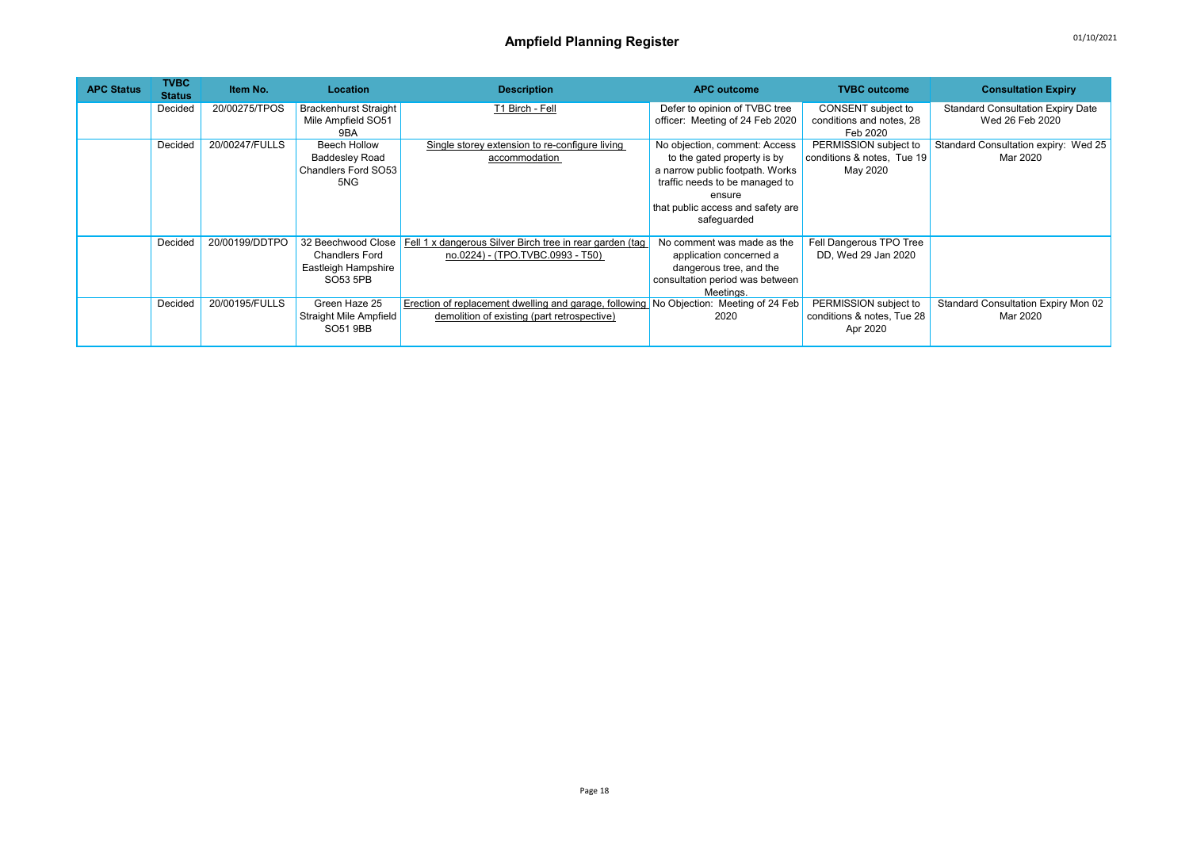# Ampfield Planning Register

| APC Status | TVBC Status | Item No. | Location | Description | APC outcome | TVBC outcome | Consultation Expiry |
|---|---|---|---|---|---|---|---|
| | Decided | 20/00275/TPOS | Brackenhurst Straight Mile Ampfield SO51 9BA | T1 Birch - Fell | Defer to opinion of TVBC tree officer: Meeting of 24 Feb 2020 | CONSENT subject to conditions and notes, 28 Feb 2020 | Standard Consultation Expiry Date Wed 26 Feb 2020 |
| | Decided | 20/00247/FULLS | Beech Hollow Baddesley Road Chandlers Ford SO53 5NG | Single storey extension to re-configure living accommodation | No objection, comment: Access to the gated property is by a narrow public footpath. Works traffic needs to be managed to ensure that public access and safety are safeguarded | PERMISSION subject to conditions & notes, Tue 19 May 2020 | Standard Consultation expiry: Wed 25 Mar 2020 |
| | Decided | 20/00199/DDTPO | 32 Beechwood Close Chandlers Ford Eastleigh Hampshire SO53 5PB | Fell 1 x dangerous Silver Birch tree in rear garden (tag no.0224) - (TPO.TVBC.0993 - T50) | No comment was made as the application concerned a dangerous tree, and the consultation period was between Meetings. | Fell Dangerous TPO Tree DD, Wed 29 Jan 2020 | |
| | Decided | 20/00195/FULLS | Green Haze 25 Straight Mile Ampfield SO51 9BB | Erection of replacement dwelling and garage, following demolition of existing (part retrospective) | No Objection: Meeting of 24 Feb 2020 | PERMISSION subject to conditions & notes, Tue 28 Apr 2020 | Standard Consultation Expiry Mon 02 Mar 2020 |